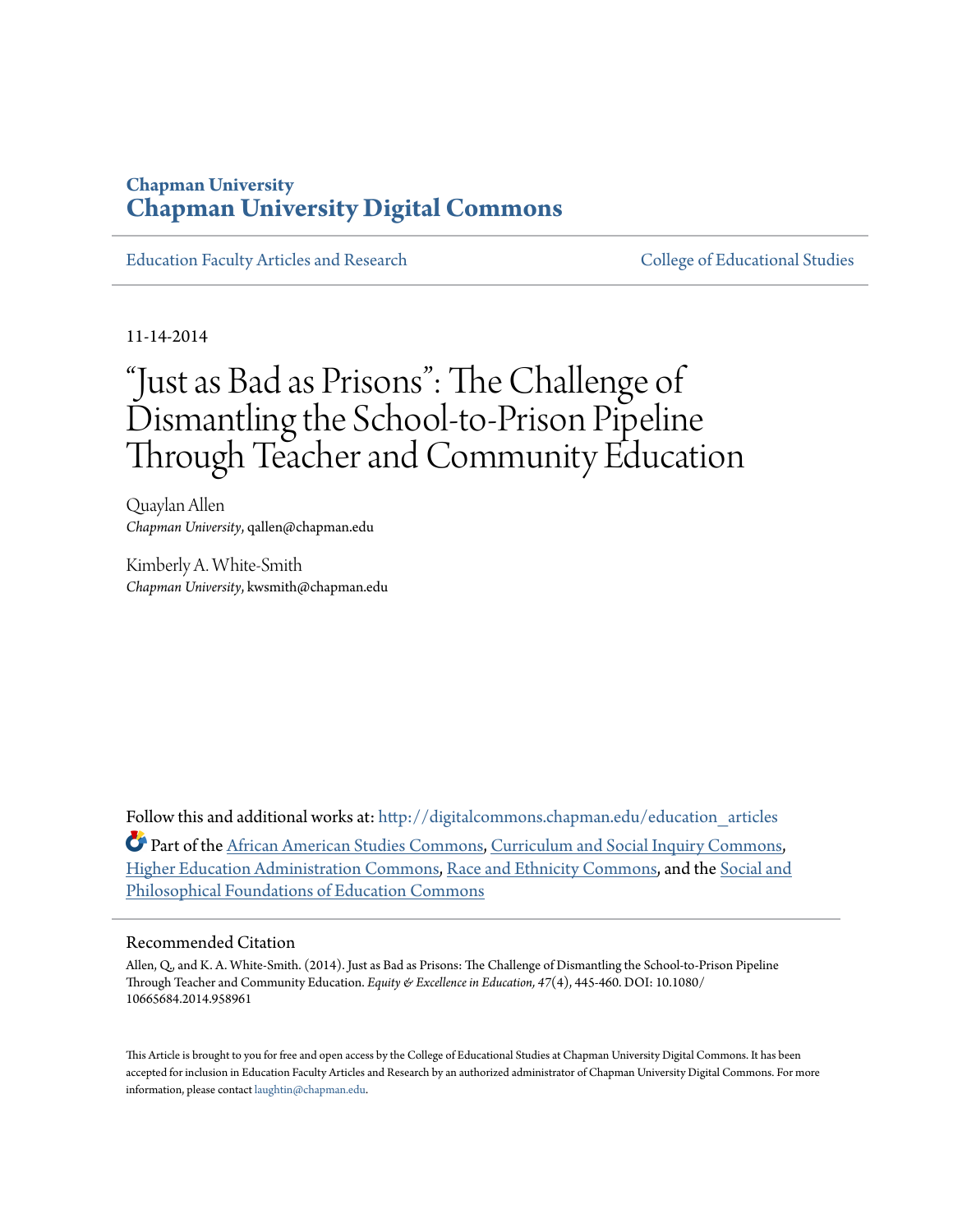# Chapman University
# Chapman University Digital Commons

Education Faculty Articles and Research | College of Educational Studies

11-14-2014

# "Just as Bad as Prisons": The Challenge of Dismantling the School-to-Prison Pipeline Through Teacher and Community Education

Quaylan Allen
*Chapman University*, qallen@chapman.edu

Kimberly A. White-Smith
*Chapman University*, kwsmith@chapman.edu

Follow this and additional works at: http://digitalcommons.chapman.edu/education_articles

Part of the African American Studies Commons, Curriculum and Social Inquiry Commons, Higher Education Administration Commons, Race and Ethnicity Commons, and the Social and Philosophical Foundations of Education Commons

## Recommended Citation

Allen, Q., and K. A. White-Smith. (2014). Just as Bad as Prisons: The Challenge of Dismantling the School-to-Prison Pipeline Through Teacher and Community Education. *Equity & Excellence in Education,* 47(4), 445-460. DOI: 10.1080/10665684.2014.958961

This Article is brought to you for free and open access by the College of Educational Studies at Chapman University Digital Commons. It has been accepted for inclusion in Education Faculty Articles and Research by an authorized administrator of Chapman University Digital Commons. For more information, please contact laughtin@chapman.edu.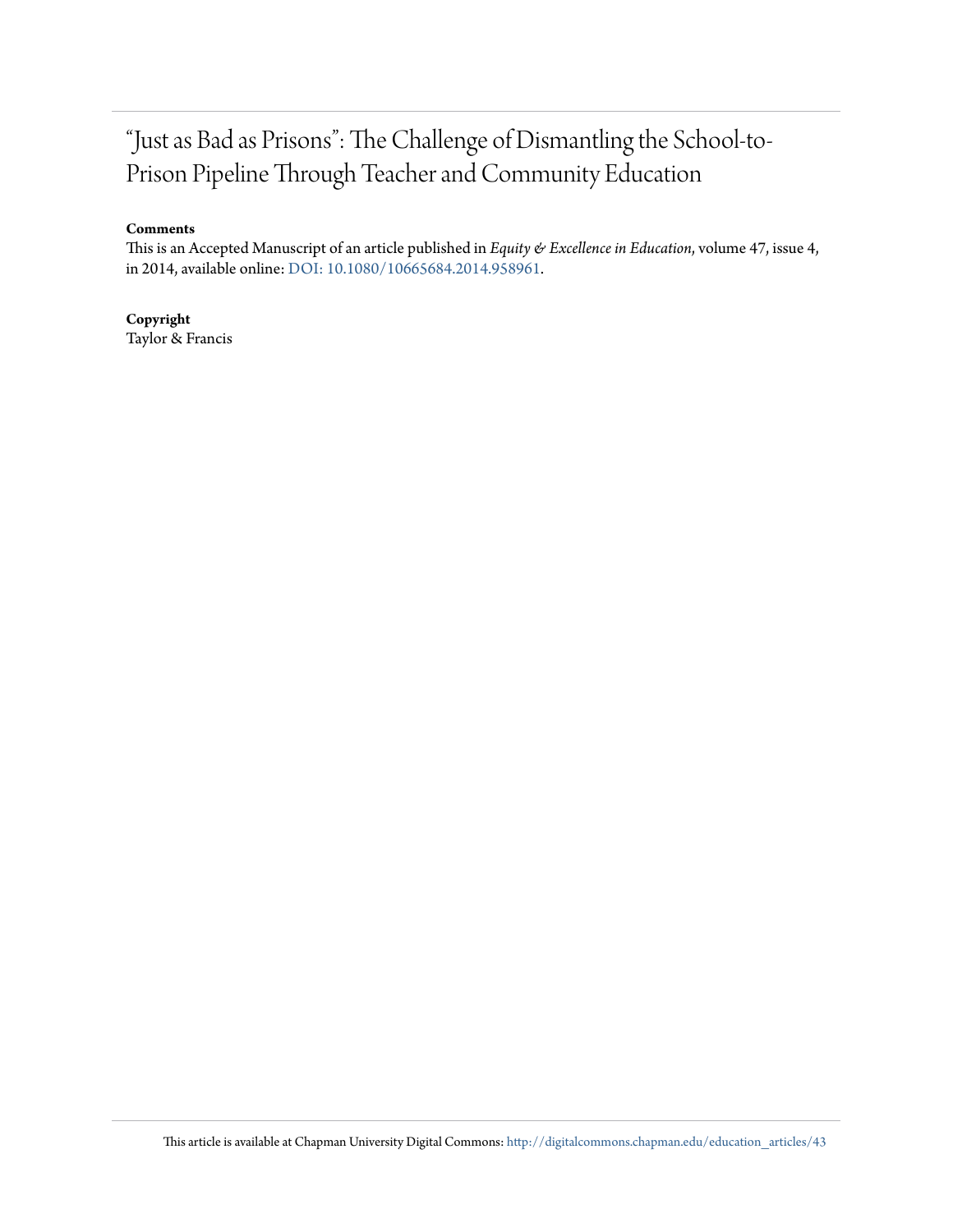# "Just as Bad as Prisons": The Challenge of Dismantling the School-to-Prison Pipeline Through Teacher and Community Education

**Comments**

This is an Accepted Manuscript of an article published in *Equity & Excellence in Education*, volume 47, issue 4, in 2014, available online: DOI: 10.1080/10665684.2014.958961.

**Copyright**

Taylor & Francis

This article is available at Chapman University Digital Commons: http://digitalcommons.chapman.edu/education_articles/43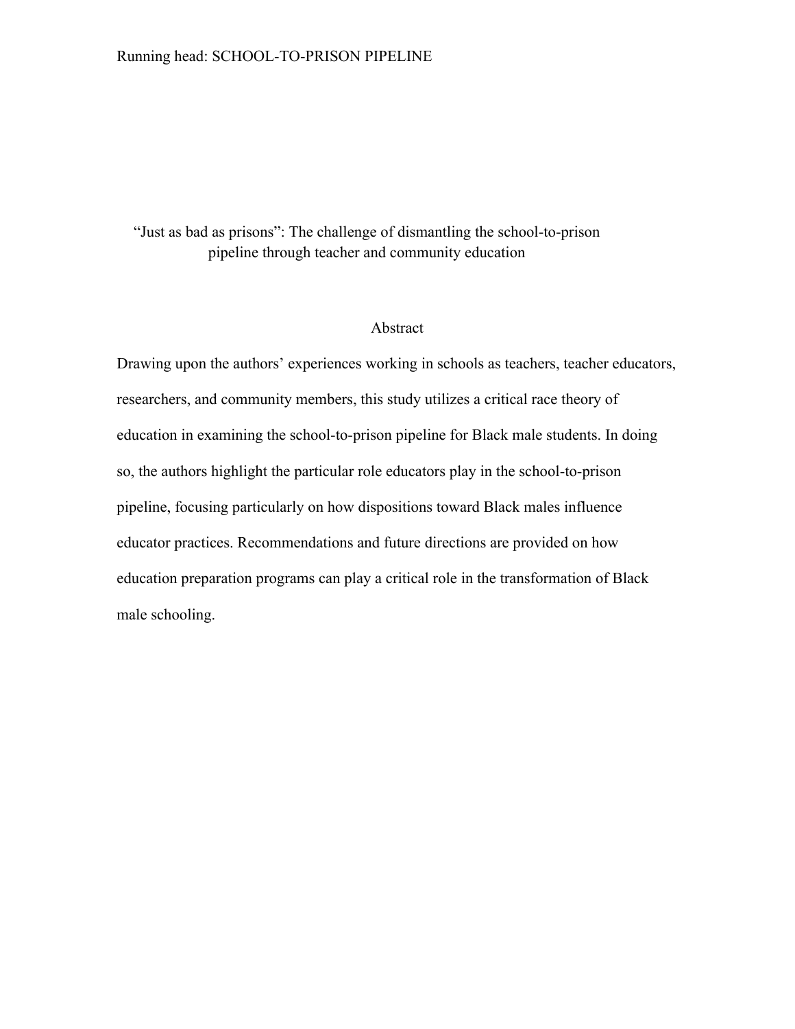# "Just as bad as prisons": The challenge of dismantling the school-to-prison pipeline through teacher and community education

## Abstract

Drawing upon the authors' experiences working in schools as teachers, teacher educators, researchers, and community members, this study utilizes a critical race theory of education in examining the school-to-prison pipeline for Black male students. In doing so, the authors highlight the particular role educators play in the school-to-prison pipeline, focusing particularly on how dispositions toward Black males influence educator practices. Recommendations and future directions are provided on how education preparation programs can play a critical role in the transformation of Black male schooling.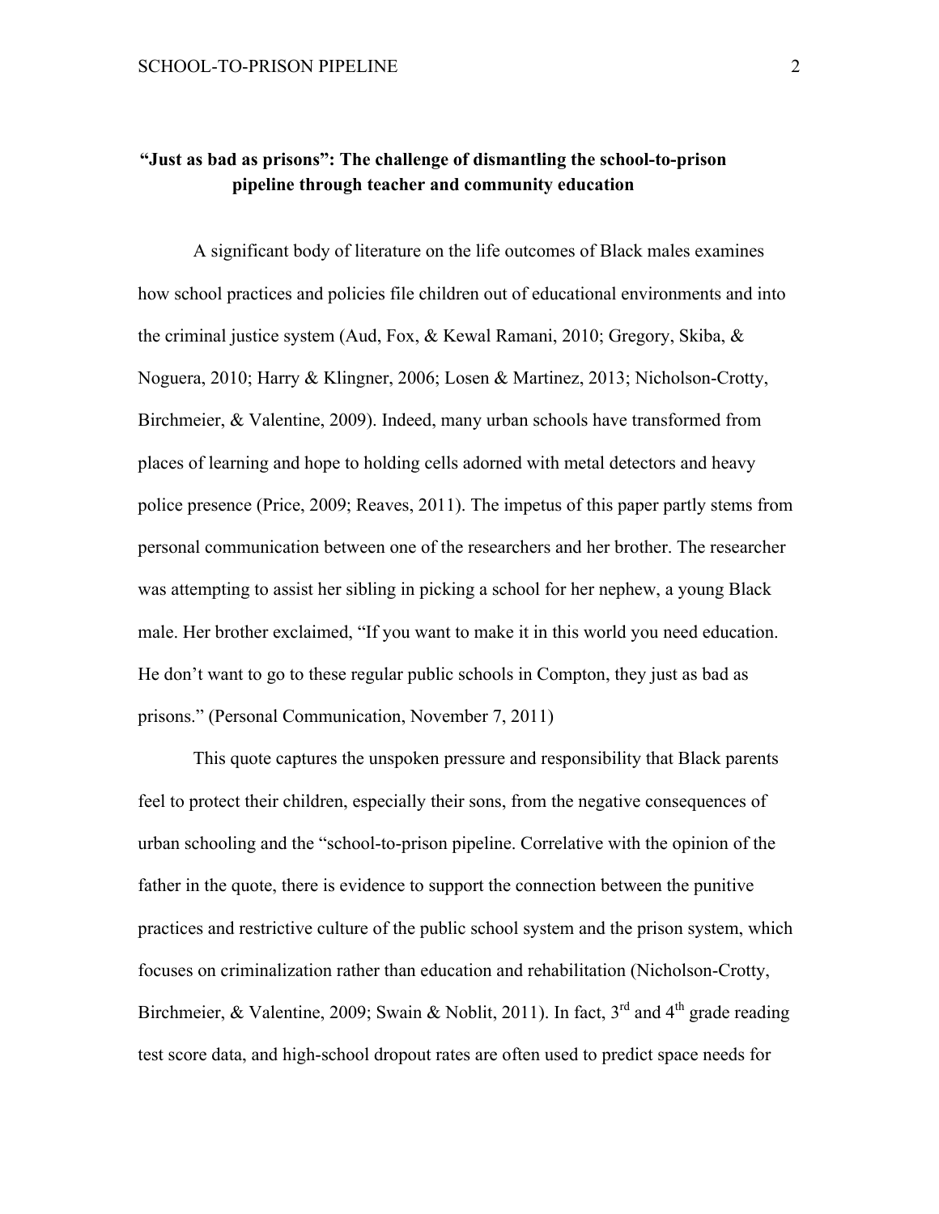## "Just as bad as prisons": The challenge of dismantling the school-to-prison pipeline through teacher and community education

A significant body of literature on the life outcomes of Black males examines how school practices and policies file children out of educational environments and into the criminal justice system (Aud, Fox, & Kewal Ramani, 2010; Gregory, Skiba, & Noguera, 2010; Harry & Klingner, 2006; Losen & Martinez, 2013; Nicholson-Crotty, Birchmeier, & Valentine, 2009). Indeed, many urban schools have transformed from places of learning and hope to holding cells adorned with metal detectors and heavy police presence (Price, 2009; Reaves, 2011). The impetus of this paper partly stems from personal communication between one of the researchers and her brother. The researcher was attempting to assist her sibling in picking a school for her nephew, a young Black male. Her brother exclaimed, "If you want to make it in this world you need education. He don't want to go to these regular public schools in Compton, they just as bad as prisons." (Personal Communication, November 7, 2011)

This quote captures the unspoken pressure and responsibility that Black parents feel to protect their children, especially their sons, from the negative consequences of urban schooling and the "school-to-prison pipeline. Correlative with the opinion of the father in the quote, there is evidence to support the connection between the punitive practices and restrictive culture of the public school system and the prison system, which focuses on criminalization rather than education and rehabilitation (Nicholson-Crotty, Birchmeier, & Valentine, 2009; Swain & Noblit, 2011). In fact, 3rd and 4th grade reading test score data, and high-school dropout rates are often used to predict space needs for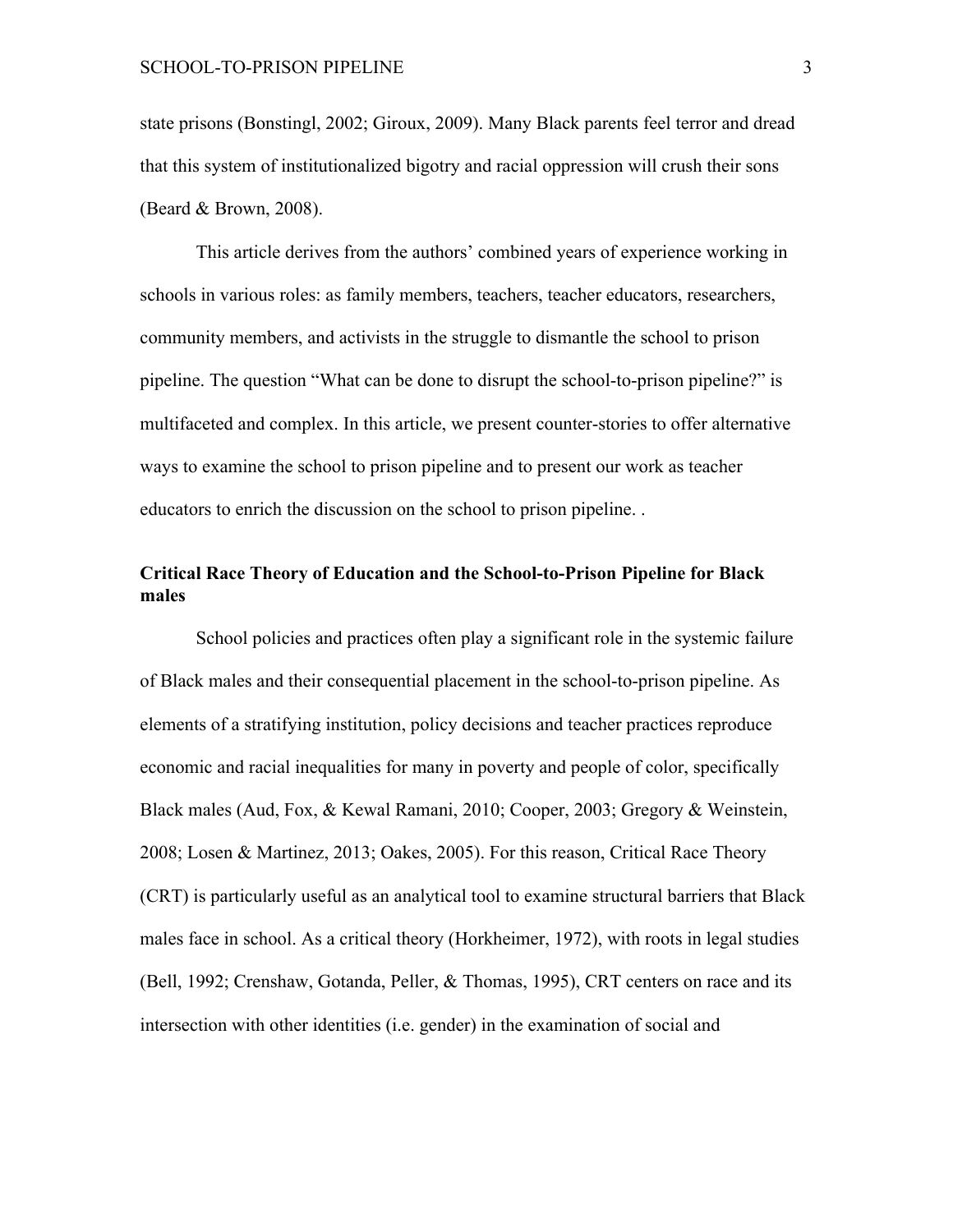state prisons (Bonstingl, 2002; Giroux, 2009). Many Black parents feel terror and dread that this system of institutionalized bigotry and racial oppression will crush their sons (Beard & Brown, 2008).

This article derives from the authors' combined years of experience working in schools in various roles: as family members, teachers, teacher educators, researchers, community members, and activists in the struggle to dismantle the school to prison pipeline. The question "What can be done to disrupt the school-to-prison pipeline?" is multifaceted and complex. In this article, we present counter-stories to offer alternative ways to examine the school to prison pipeline and to present our work as teacher educators to enrich the discussion on the school to prison pipeline. .

## Critical Race Theory of Education and the School-to-Prison Pipeline for Black males

School policies and practices often play a significant role in the systemic failure of Black males and their consequential placement in the school-to-prison pipeline. As elements of a stratifying institution, policy decisions and teacher practices reproduce economic and racial inequalities for many in poverty and people of color, specifically Black males (Aud, Fox, & Kewal Ramani, 2010; Cooper, 2003; Gregory & Weinstein, 2008; Losen & Martinez, 2013; Oakes, 2005). For this reason, Critical Race Theory (CRT) is particularly useful as an analytical tool to examine structural barriers that Black males face in school. As a critical theory (Horkheimer, 1972), with roots in legal studies (Bell, 1992; Crenshaw, Gotanda, Peller, & Thomas, 1995), CRT centers on race and its intersection with other identities (i.e. gender) in the examination of social and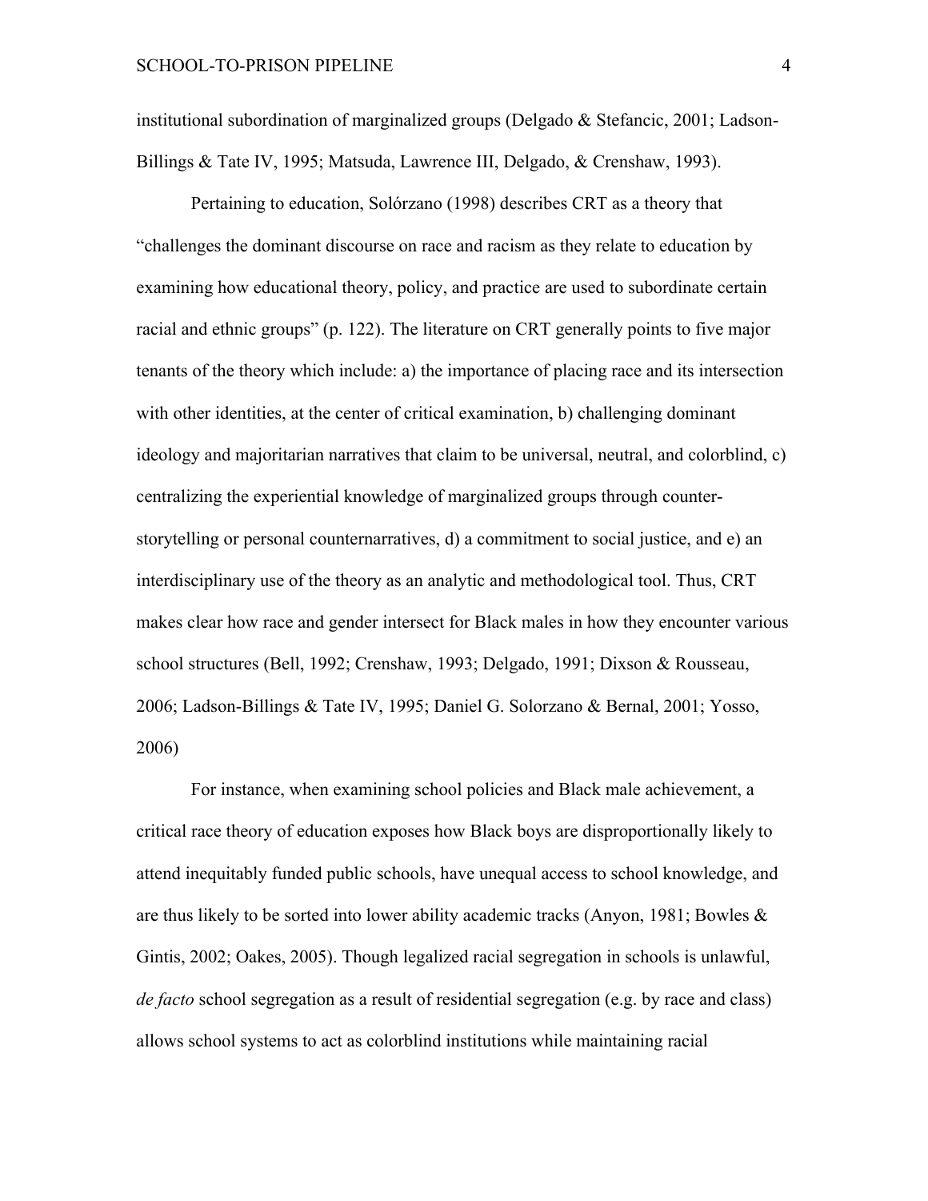institutional subordination of marginalized groups (Delgado & Stefancic, 2001; Ladson-Billings & Tate IV, 1995; Matsuda, Lawrence III, Delgado, & Crenshaw, 1993).

Pertaining to education, Solórzano (1998) describes CRT as a theory that "challenges the dominant discourse on race and racism as they relate to education by examining how educational theory, policy, and practice are used to subordinate certain racial and ethnic groups" (p. 122). The literature on CRT generally points to five major tenants of the theory which include: a) the importance of placing race and its intersection with other identities, at the center of critical examination, b) challenging dominant ideology and majoritarian narratives that claim to be universal, neutral, and colorblind, c) centralizing the experiential knowledge of marginalized groups through counter-storytelling or personal counternarratives, d) a commitment to social justice, and e) an interdisciplinary use of the theory as an analytic and methodological tool. Thus, CRT makes clear how race and gender intersect for Black males in how they encounter various school structures (Bell, 1992; Crenshaw, 1993; Delgado, 1991; Dixson & Rousseau, 2006; Ladson-Billings & Tate IV, 1995; Daniel G. Solorzano & Bernal, 2001; Yosso, 2006)

For instance, when examining school policies and Black male achievement, a critical race theory of education exposes how Black boys are disproportionally likely to attend inequitably funded public schools, have unequal access to school knowledge, and are thus likely to be sorted into lower ability academic tracks (Anyon, 1981; Bowles & Gintis, 2002; Oakes, 2005). Though legalized racial segregation in schools is unlawful, *de facto* school segregation as a result of residential segregation (e.g. by race and class) allows school systems to act as colorblind institutions while maintaining racial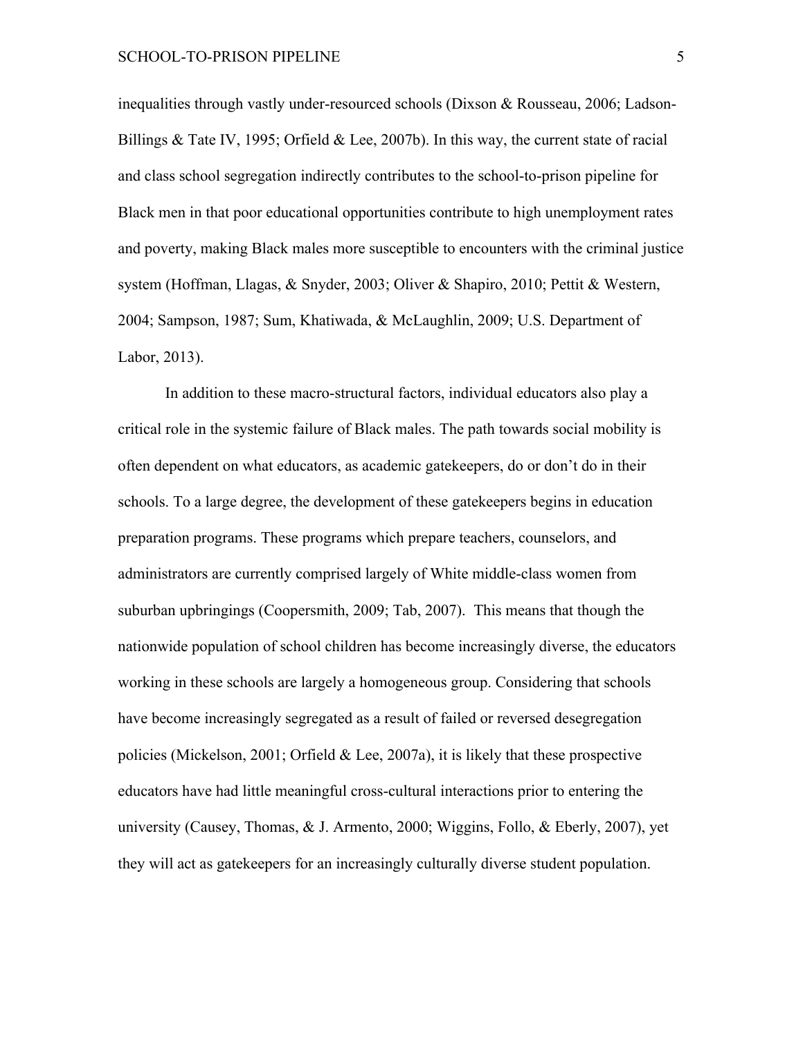inequalities through vastly under-resourced schools (Dixson & Rousseau, 2006; Ladson-Billings & Tate IV, 1995; Orfield & Lee, 2007b). In this way, the current state of racial and class school segregation indirectly contributes to the school-to-prison pipeline for Black men in that poor educational opportunities contribute to high unemployment rates and poverty, making Black males more susceptible to encounters with the criminal justice system (Hoffman, Llagas, & Snyder, 2003; Oliver & Shapiro, 2010; Pettit & Western, 2004; Sampson, 1987; Sum, Khatiwada, & McLaughlin, 2009; U.S. Department of Labor, 2013).

In addition to these macro-structural factors, individual educators also play a critical role in the systemic failure of Black males. The path towards social mobility is often dependent on what educators, as academic gatekeepers, do or don't do in their schools. To a large degree, the development of these gatekeepers begins in education preparation programs. These programs which prepare teachers, counselors, and administrators are currently comprised largely of White middle-class women from suburban upbringings (Coopersmith, 2009; Tab, 2007). This means that though the nationwide population of school children has become increasingly diverse, the educators working in these schools are largely a homogeneous group. Considering that schools have become increasingly segregated as a result of failed or reversed desegregation policies (Mickelson, 2001; Orfield & Lee, 2007a), it is likely that these prospective educators have had little meaningful cross-cultural interactions prior to entering the university (Causey, Thomas, & J. Armento, 2000; Wiggins, Follo, & Eberly, 2007), yet they will act as gatekeepers for an increasingly culturally diverse student population.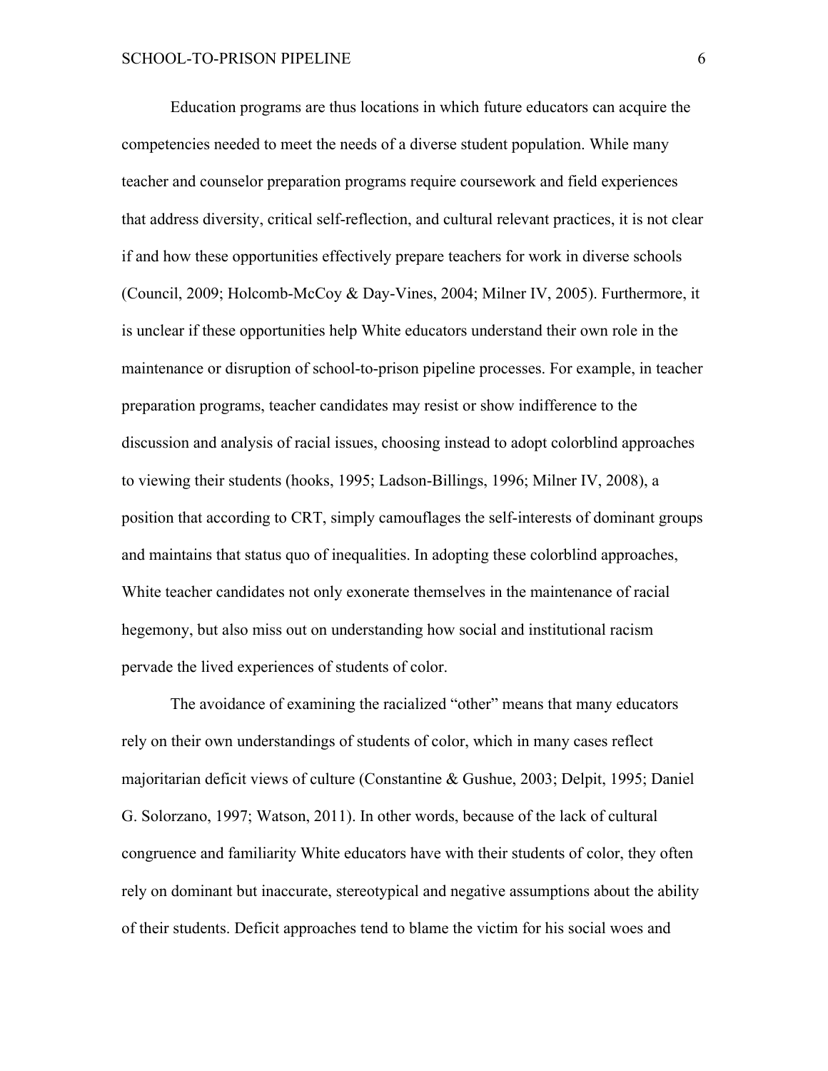Education programs are thus locations in which future educators can acquire the competencies needed to meet the needs of a diverse student population. While many teacher and counselor preparation programs require coursework and field experiences that address diversity, critical self-reflection, and cultural relevant practices, it is not clear if and how these opportunities effectively prepare teachers for work in diverse schools (Council, 2009; Holcomb-McCoy & Day-Vines, 2004; Milner IV, 2005). Furthermore, it is unclear if these opportunities help White educators understand their own role in the maintenance or disruption of school-to-prison pipeline processes. For example, in teacher preparation programs, teacher candidates may resist or show indifference to the discussion and analysis of racial issues, choosing instead to adopt colorblind approaches to viewing their students (hooks, 1995; Ladson-Billings, 1996; Milner IV, 2008), a position that according to CRT, simply camouflages the self-interests of dominant groups and maintains that status quo of inequalities. In adopting these colorblind approaches, White teacher candidates not only exonerate themselves in the maintenance of racial hegemony, but also miss out on understanding how social and institutional racism pervade the lived experiences of students of color.

The avoidance of examining the racialized "other" means that many educators rely on their own understandings of students of color, which in many cases reflect majoritarian deficit views of culture (Constantine & Gushue, 2003; Delpit, 1995; Daniel G. Solorzano, 1997; Watson, 2011). In other words, because of the lack of cultural congruence and familiarity White educators have with their students of color, they often rely on dominant but inaccurate, stereotypical and negative assumptions about the ability of their students. Deficit approaches tend to blame the victim for his social woes and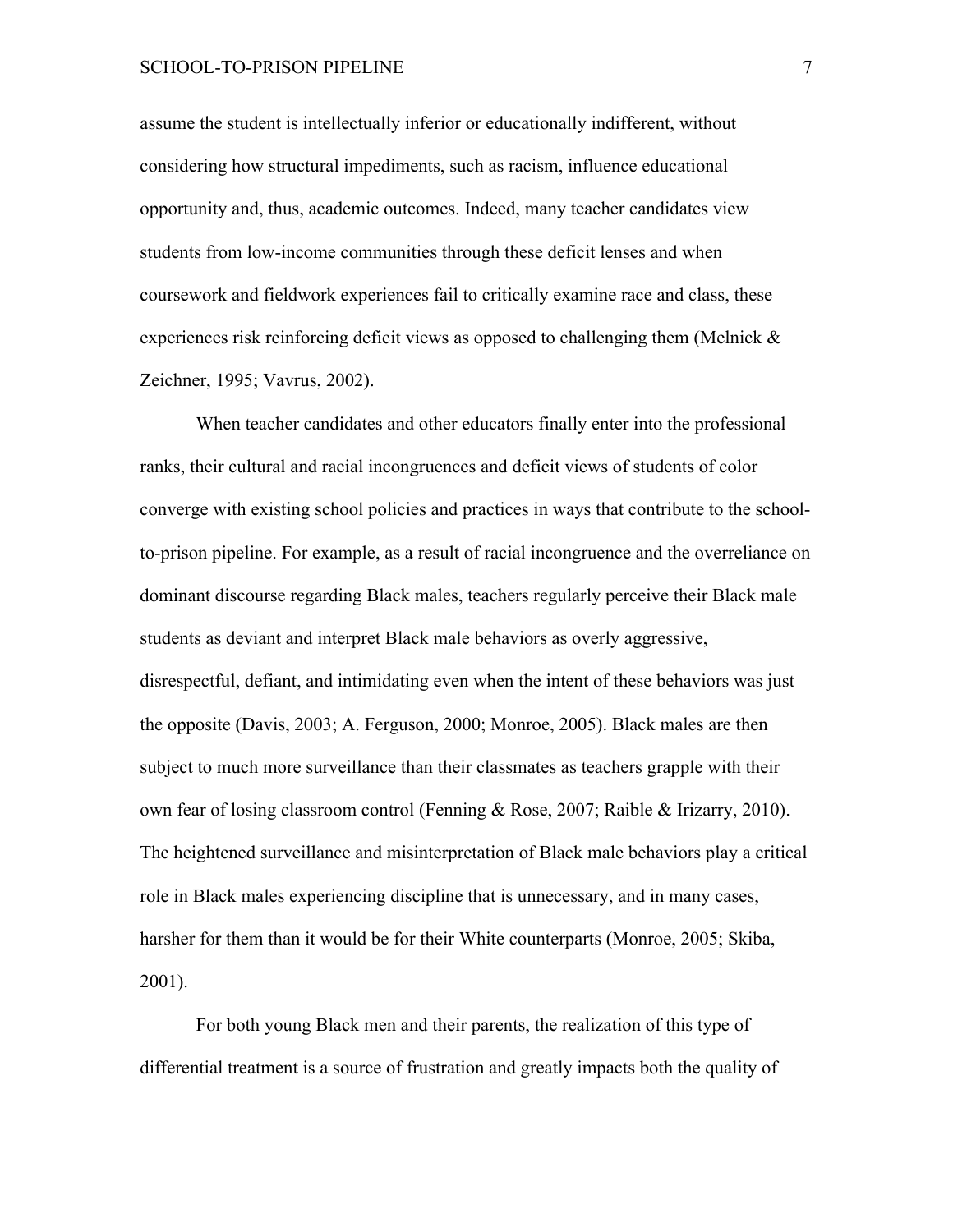assume the student is intellectually inferior or educationally indifferent, without considering how structural impediments, such as racism, influence educational opportunity and, thus, academic outcomes. Indeed, many teacher candidates view students from low-income communities through these deficit lenses and when coursework and fieldwork experiences fail to critically examine race and class, these experiences risk reinforcing deficit views as opposed to challenging them (Melnick & Zeichner, 1995; Vavrus, 2002).

When teacher candidates and other educators finally enter into the professional ranks, their cultural and racial incongruences and deficit views of students of color converge with existing school policies and practices in ways that contribute to the school-to-prison pipeline. For example, as a result of racial incongruence and the overreliance on dominant discourse regarding Black males, teachers regularly perceive their Black male students as deviant and interpret Black male behaviors as overly aggressive, disrespectful, defiant, and intimidating even when the intent of these behaviors was just the opposite (Davis, 2003; A. Ferguson, 2000; Monroe, 2005). Black males are then subject to much more surveillance than their classmates as teachers grapple with their own fear of losing classroom control (Fenning & Rose, 2007; Raible & Irizarry, 2010). The heightened surveillance and misinterpretation of Black male behaviors play a critical role in Black males experiencing discipline that is unnecessary, and in many cases, harsher for them than it would be for their White counterparts (Monroe, 2005; Skiba, 2001).

For both young Black men and their parents, the realization of this type of differential treatment is a source of frustration and greatly impacts both the quality of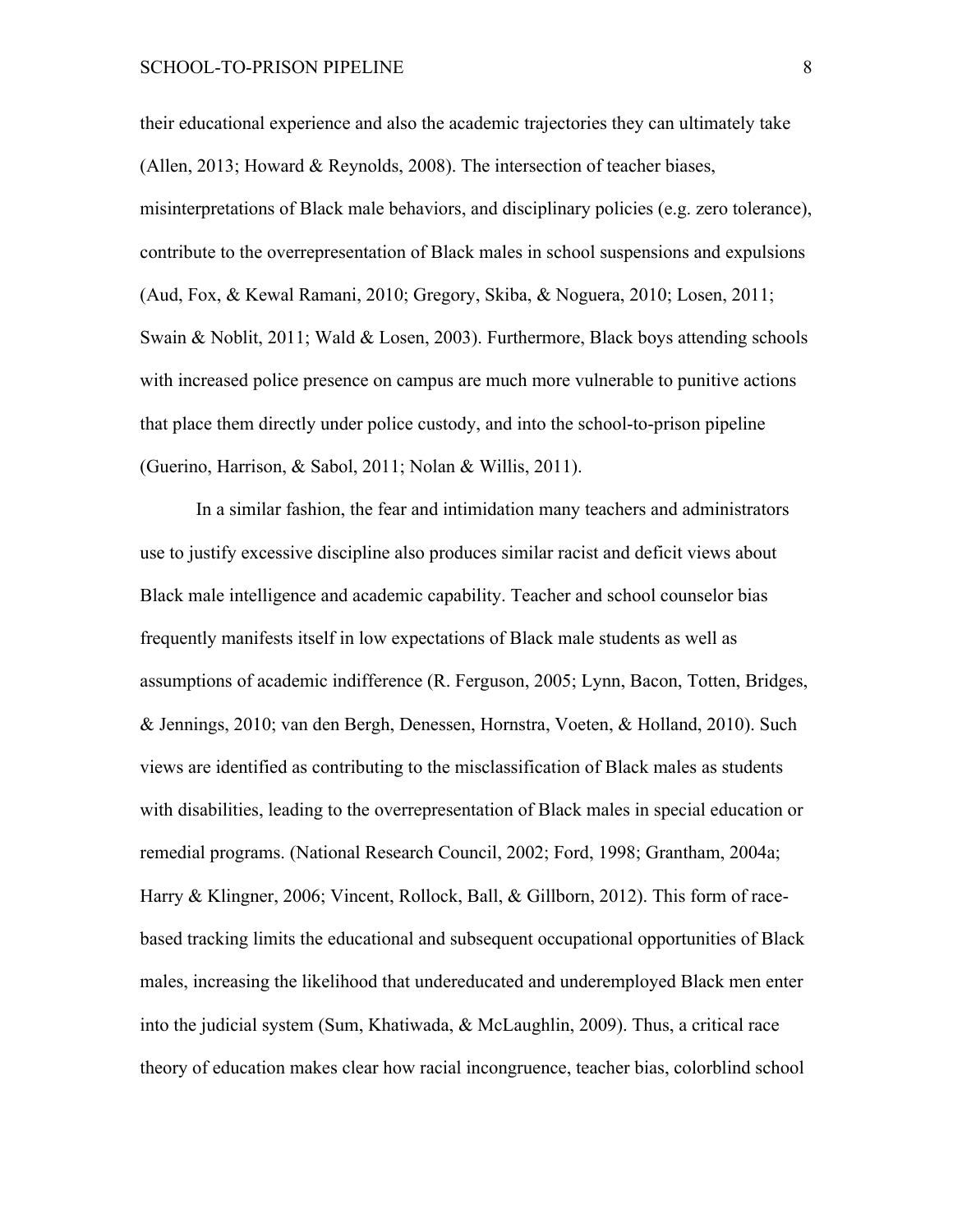their educational experience and also the academic trajectories they can ultimately take (Allen, 2013; Howard & Reynolds, 2008). The intersection of teacher biases, misinterpretations of Black male behaviors, and disciplinary policies (e.g. zero tolerance), contribute to the overrepresentation of Black males in school suspensions and expulsions (Aud, Fox, & Kewal Ramani, 2010; Gregory, Skiba, & Noguera, 2010; Losen, 2011; Swain & Noblit, 2011; Wald & Losen, 2003). Furthermore, Black boys attending schools with increased police presence on campus are much more vulnerable to punitive actions that place them directly under police custody, and into the school-to-prison pipeline (Guerino, Harrison, & Sabol, 2011; Nolan & Willis, 2011).

In a similar fashion, the fear and intimidation many teachers and administrators use to justify excessive discipline also produces similar racist and deficit views about Black male intelligence and academic capability. Teacher and school counselor bias frequently manifests itself in low expectations of Black male students as well as assumptions of academic indifference (R. Ferguson, 2005; Lynn, Bacon, Totten, Bridges, & Jennings, 2010; van den Bergh, Denessen, Hornstra, Voeten, & Holland, 2010). Such views are identified as contributing to the misclassification of Black males as students with disabilities, leading to the overrepresentation of Black males in special education or remedial programs. (National Research Council, 2002; Ford, 1998; Grantham, 2004a; Harry & Klingner, 2006; Vincent, Rollock, Ball, & Gillborn, 2012). This form of race-based tracking limits the educational and subsequent occupational opportunities of Black males, increasing the likelihood that undereducated and underemployed Black men enter into the judicial system (Sum, Khatiwada, & McLaughlin, 2009). Thus, a critical race theory of education makes clear how racial incongruence, teacher bias, colorblind school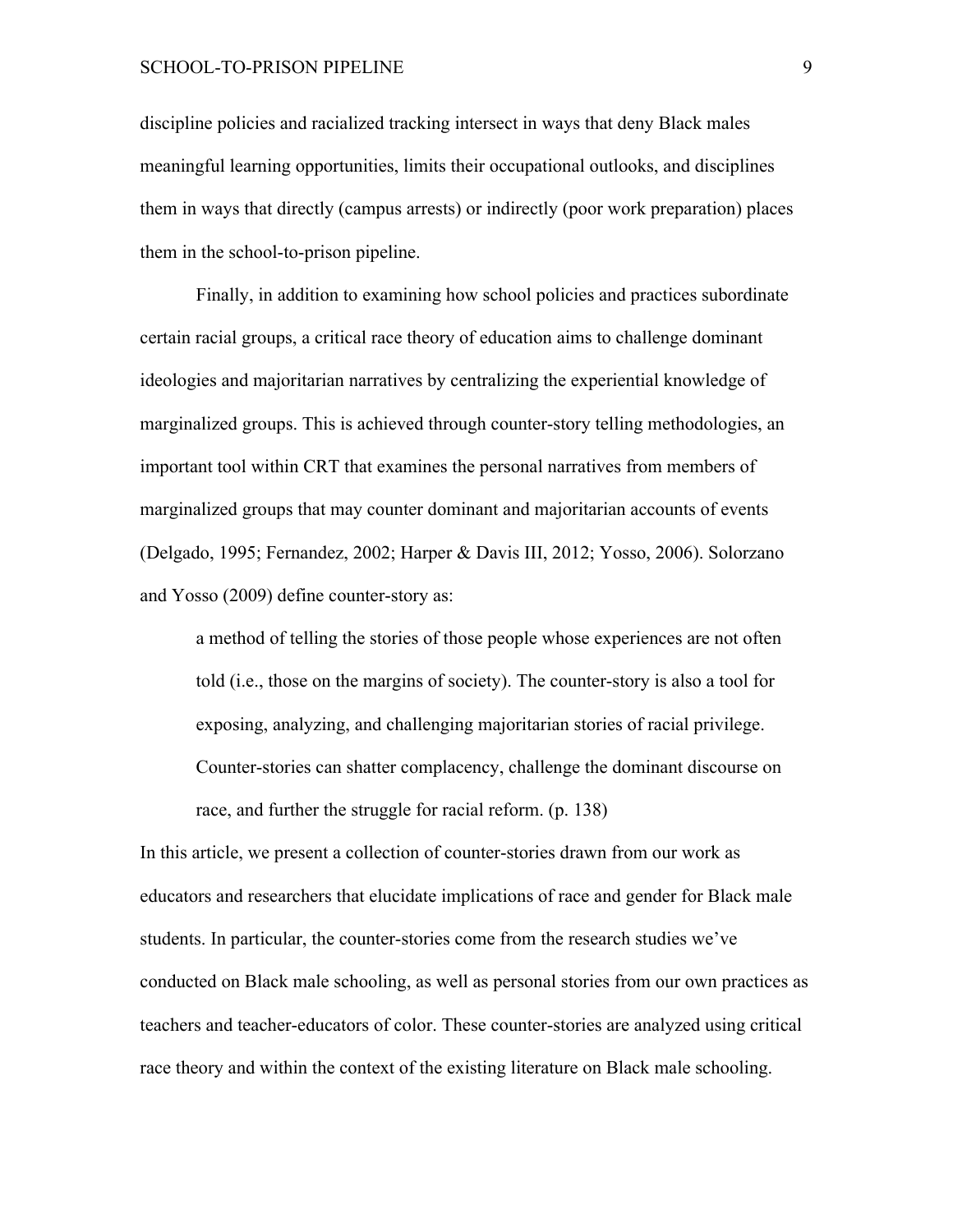discipline policies and racialized tracking intersect in ways that deny Black males meaningful learning opportunities, limits their occupational outlooks, and disciplines them in ways that directly (campus arrests) or indirectly (poor work preparation) places them in the school-to-prison pipeline.

Finally, in addition to examining how school policies and practices subordinate certain racial groups, a critical race theory of education aims to challenge dominant ideologies and majoritarian narratives by centralizing the experiential knowledge of marginalized groups. This is achieved through counter-story telling methodologies, an important tool within CRT that examines the personal narratives from members of marginalized groups that may counter dominant and majoritarian accounts of events (Delgado, 1995; Fernandez, 2002; Harper & Davis III, 2012; Yosso, 2006). Solorzano and Yosso (2009) define counter-story as:

> a method of telling the stories of those people whose experiences are not often told (i.e., those on the margins of society). The counter-story is also a tool for exposing, analyzing, and challenging majoritarian stories of racial privilege. Counter-stories can shatter complacency, challenge the dominant discourse on race, and further the struggle for racial reform. (p. 138)

In this article, we present a collection of counter-stories drawn from our work as educators and researchers that elucidate implications of race and gender for Black male students. In particular, the counter-stories come from the research studies we've conducted on Black male schooling, as well as personal stories from our own practices as teachers and teacher-educators of color. These counter-stories are analyzed using critical race theory and within the context of the existing literature on Black male schooling.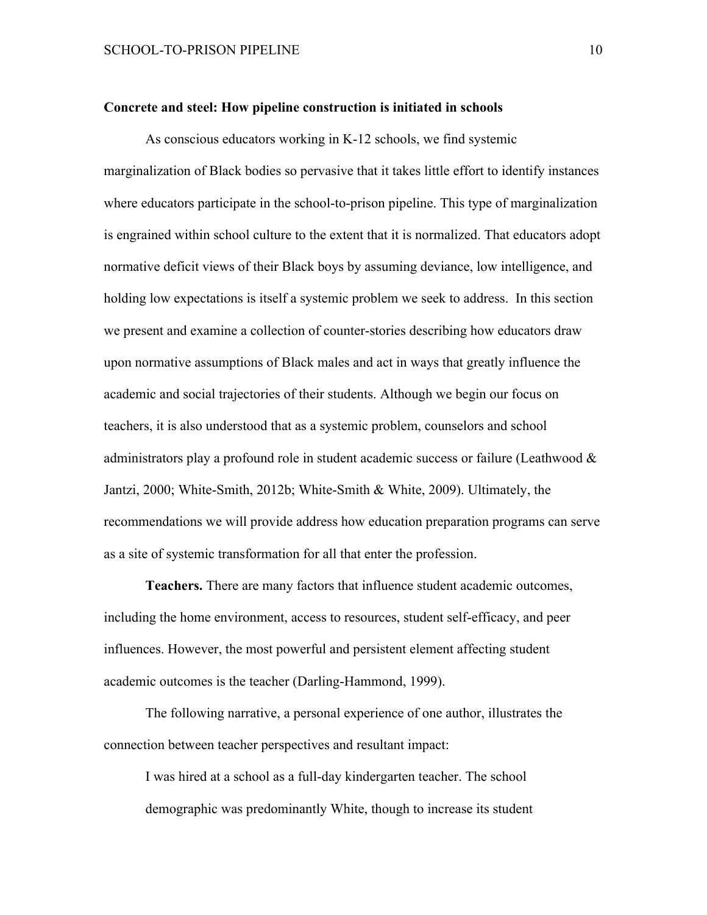**Concrete and steel: How pipeline construction is initiated in schools**

As conscious educators working in K-12 schools, we find systemic marginalization of Black bodies so pervasive that it takes little effort to identify instances where educators participate in the school-to-prison pipeline. This type of marginalization is engrained within school culture to the extent that it is normalized. That educators adopt normative deficit views of their Black boys by assuming deviance, low intelligence, and holding low expectations is itself a systemic problem we seek to address. In this section we present and examine a collection of counter-stories describing how educators draw upon normative assumptions of Black males and act in ways that greatly influence the academic and social trajectories of their students. Although we begin our focus on teachers, it is also understood that as a systemic problem, counselors and school administrators play a profound role in student academic success or failure (Leathwood & Jantzi, 2000; White-Smith, 2012b; White-Smith & White, 2009). Ultimately, the recommendations we will provide address how education preparation programs can serve as a site of systemic transformation for all that enter the profession.

**Teachers.** There are many factors that influence student academic outcomes, including the home environment, access to resources, student self-efficacy, and peer influences. However, the most powerful and persistent element affecting student academic outcomes is the teacher (Darling-Hammond, 1999).

The following narrative, a personal experience of one author, illustrates the connection between teacher perspectives and resultant impact:

> I was hired at a school as a full-day kindergarten teacher. The school demographic was predominantly White, though to increase its student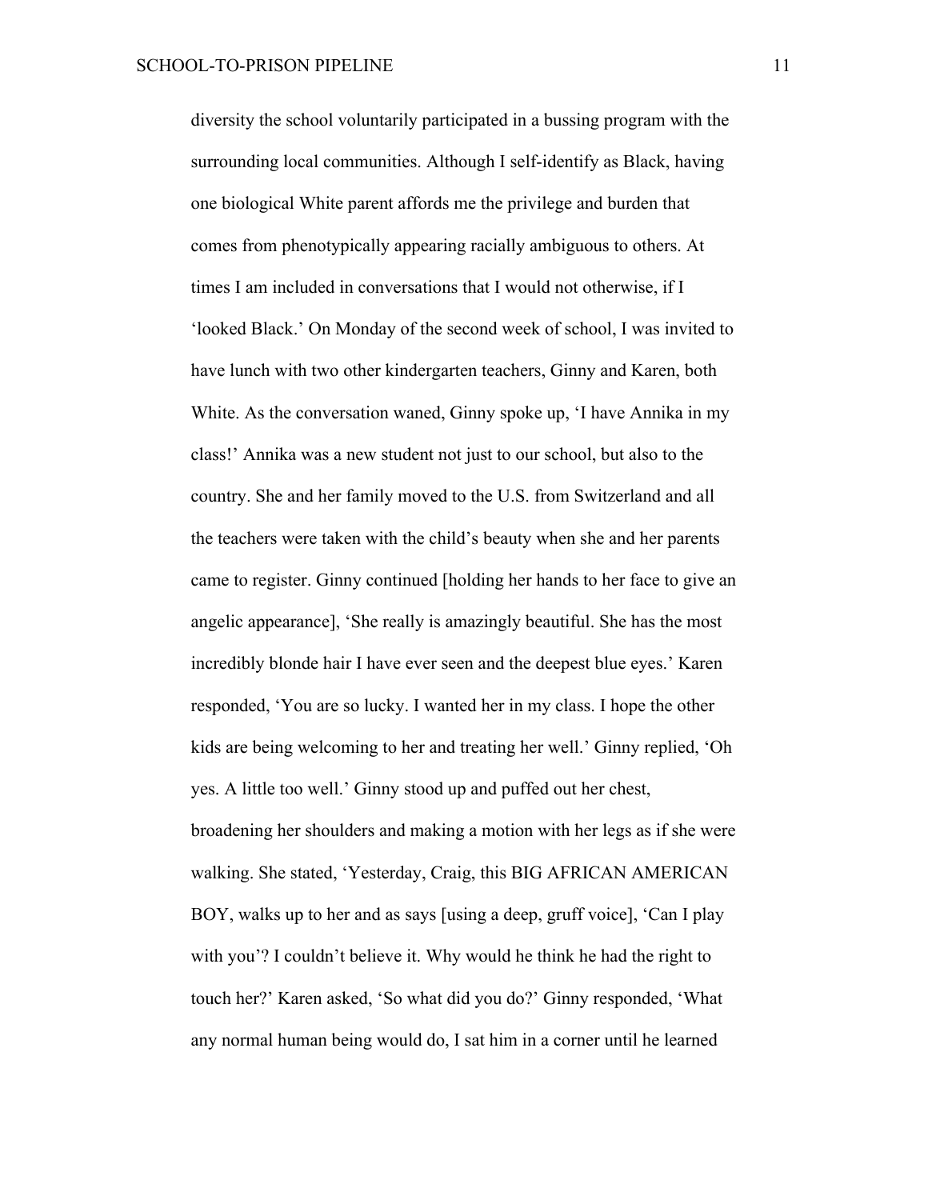diversity the school voluntarily participated in a bussing program with the surrounding local communities. Although I self-identify as Black, having one biological White parent affords me the privilege and burden that comes from phenotypically appearing racially ambiguous to others. At times I am included in conversations that I would not otherwise, if I 'looked Black.' On Monday of the second week of school, I was invited to have lunch with two other kindergarten teachers, Ginny and Karen, both White. As the conversation waned, Ginny spoke up, 'I have Annika in my class!' Annika was a new student not just to our school, but also to the country. She and her family moved to the U.S. from Switzerland and all the teachers were taken with the child's beauty when she and her parents came to register. Ginny continued [holding her hands to her face to give an angelic appearance], 'She really is amazingly beautiful. She has the most incredibly blonde hair I have ever seen and the deepest blue eyes.' Karen responded, 'You are so lucky. I wanted her in my class. I hope the other kids are being welcoming to her and treating her well.' Ginny replied, 'Oh yes. A little too well.' Ginny stood up and puffed out her chest, broadening her shoulders and making a motion with her legs as if she were walking. She stated, 'Yesterday, Craig, this BIG AFRICAN AMERICAN BOY, walks up to her and as says [using a deep, gruff voice], 'Can I play with you'? I couldn't believe it. Why would he think he had the right to touch her?' Karen asked, 'So what did you do?' Ginny responded, 'What any normal human being would do, I sat him in a corner until he learned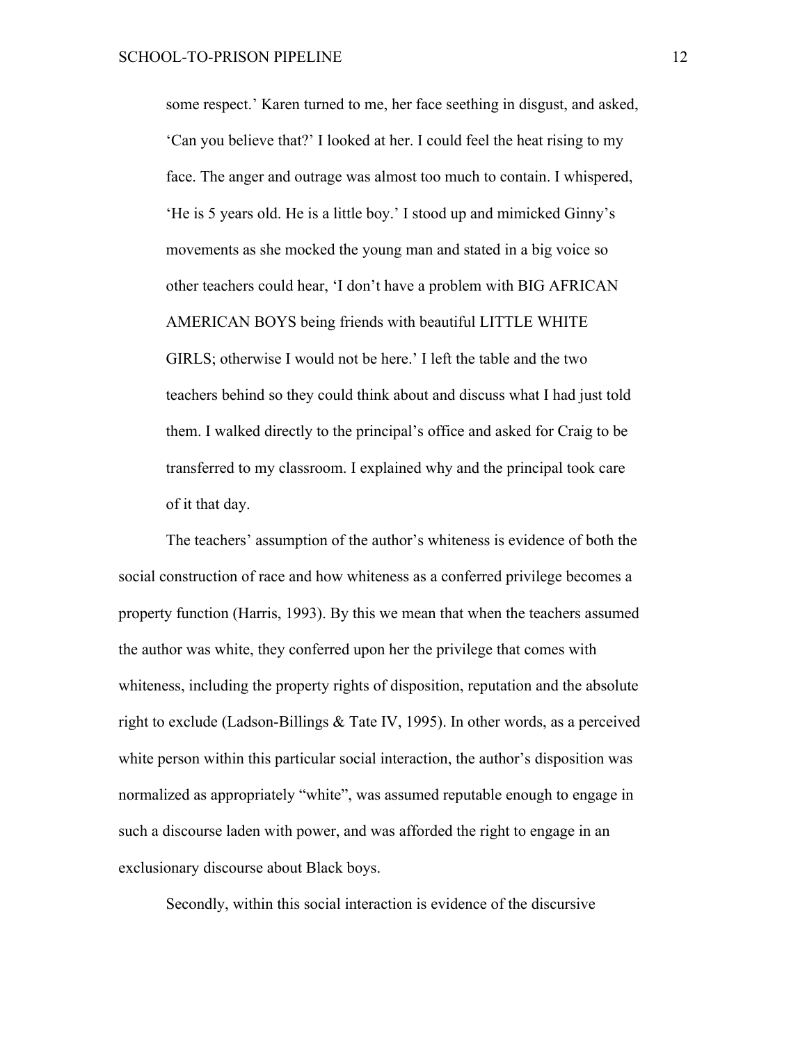> some respect.' Karen turned to me, her face seething in disgust, and asked, 'Can you believe that?' I looked at her. I could feel the heat rising to my face. The anger and outrage was almost too much to contain. I whispered, 'He is 5 years old. He is a little boy.' I stood up and mimicked Ginny's movements as she mocked the young man and stated in a big voice so other teachers could hear, 'I don't have a problem with BIG AFRICAN AMERICAN BOYS being friends with beautiful LITTLE WHITE GIRLS; otherwise I would not be here.' I left the table and the two teachers behind so they could think about and discuss what I had just told them. I walked directly to the principal's office and asked for Craig to be transferred to my classroom. I explained why and the principal took care of it that day.

The teachers' assumption of the author's whiteness is evidence of both the social construction of race and how whiteness as a conferred privilege becomes a property function (Harris, 1993). By this we mean that when the teachers assumed the author was white, they conferred upon her the privilege that comes with whiteness, including the property rights of disposition, reputation and the absolute right to exclude (Ladson-Billings & Tate IV, 1995). In other words, as a perceived white person within this particular social interaction, the author's disposition was normalized as appropriately "white", was assumed reputable enough to engage in such a discourse laden with power, and was afforded the right to engage in an exclusionary discourse about Black boys.

Secondly, within this social interaction is evidence of the discursive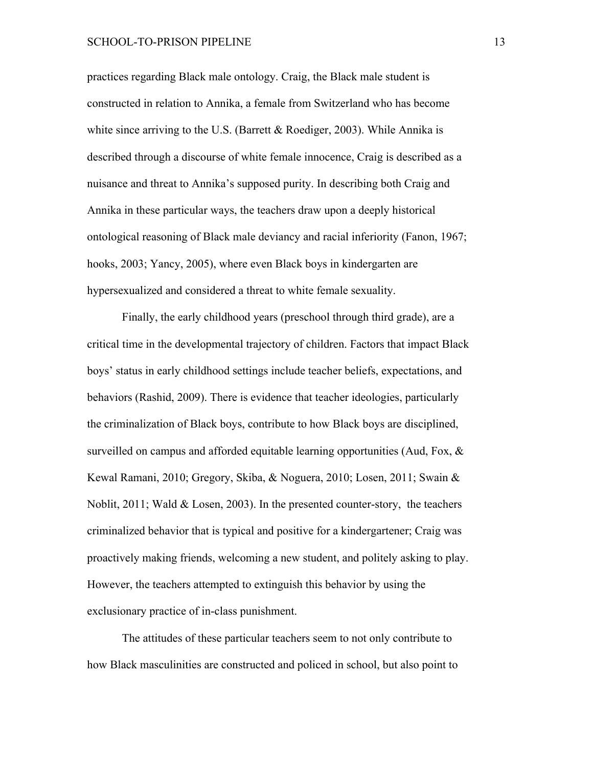practices regarding Black male ontology. Craig, the Black male student is constructed in relation to Annika, a female from Switzerland who has become white since arriving to the U.S. (Barrett & Roediger, 2003). While Annika is described through a discourse of white female innocence, Craig is described as a nuisance and threat to Annika's supposed purity. In describing both Craig and Annika in these particular ways, the teachers draw upon a deeply historical ontological reasoning of Black male deviancy and racial inferiority (Fanon, 1967; hooks, 2003; Yancy, 2005), where even Black boys in kindergarten are hypersexualized and considered a threat to white female sexuality.

Finally, the early childhood years (preschool through third grade), are a critical time in the developmental trajectory of children. Factors that impact Black boys' status in early childhood settings include teacher beliefs, expectations, and behaviors (Rashid, 2009). There is evidence that teacher ideologies, particularly the criminalization of Black boys, contribute to how Black boys are disciplined, surveilled on campus and afforded equitable learning opportunities (Aud, Fox, & Kewal Ramani, 2010; Gregory, Skiba, & Noguera, 2010; Losen, 2011; Swain & Noblit, 2011; Wald & Losen, 2003). In the presented counter-story, the teachers criminalized behavior that is typical and positive for a kindergartener; Craig was proactively making friends, welcoming a new student, and politely asking to play. However, the teachers attempted to extinguish this behavior by using the exclusionary practice of in-class punishment.

The attitudes of these particular teachers seem to not only contribute to how Black masculinities are constructed and policed in school, but also point to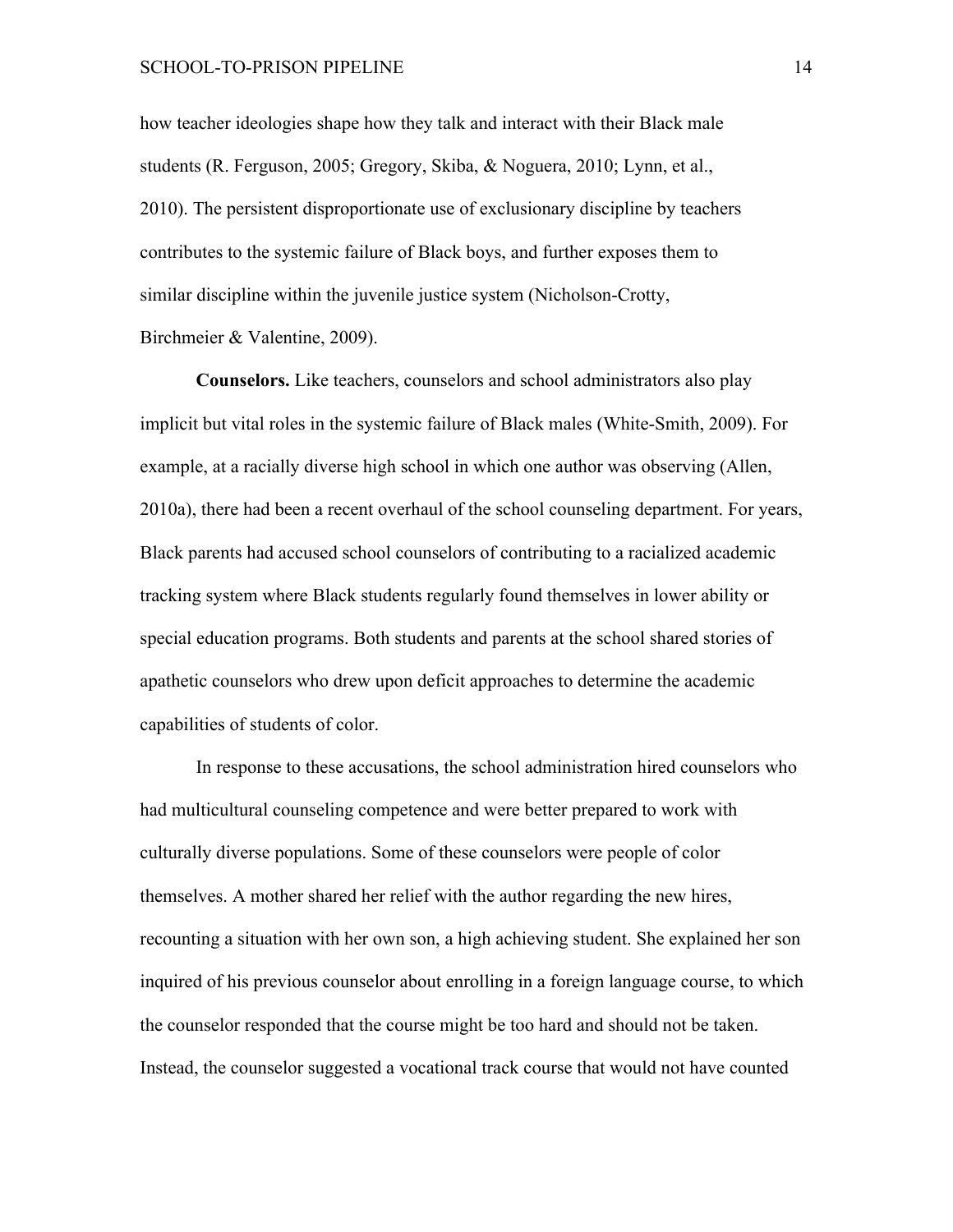how teacher ideologies shape how they talk and interact with their Black male students (R. Ferguson, 2005; Gregory, Skiba, & Noguera, 2010; Lynn, et al., 2010). The persistent disproportionate use of exclusionary discipline by teachers contributes to the systemic failure of Black boys, and further exposes them to similar discipline within the juvenile justice system (Nicholson-Crotty, Birchmeier & Valentine, 2009).

**Counselors.** Like teachers, counselors and school administrators also play implicit but vital roles in the systemic failure of Black males (White-Smith, 2009). For example, at a racially diverse high school in which one author was observing (Allen, 2010a), there had been a recent overhaul of the school counseling department. For years, Black parents had accused school counselors of contributing to a racialized academic tracking system where Black students regularly found themselves in lower ability or special education programs. Both students and parents at the school shared stories of apathetic counselors who drew upon deficit approaches to determine the academic capabilities of students of color.

In response to these accusations, the school administration hired counselors who had multicultural counseling competence and were better prepared to work with culturally diverse populations. Some of these counselors were people of color themselves. A mother shared her relief with the author regarding the new hires, recounting a situation with her own son, a high achieving student. She explained her son inquired of his previous counselor about enrolling in a foreign language course, to which the counselor responded that the course might be too hard and should not be taken. Instead, the counselor suggested a vocational track course that would not have counted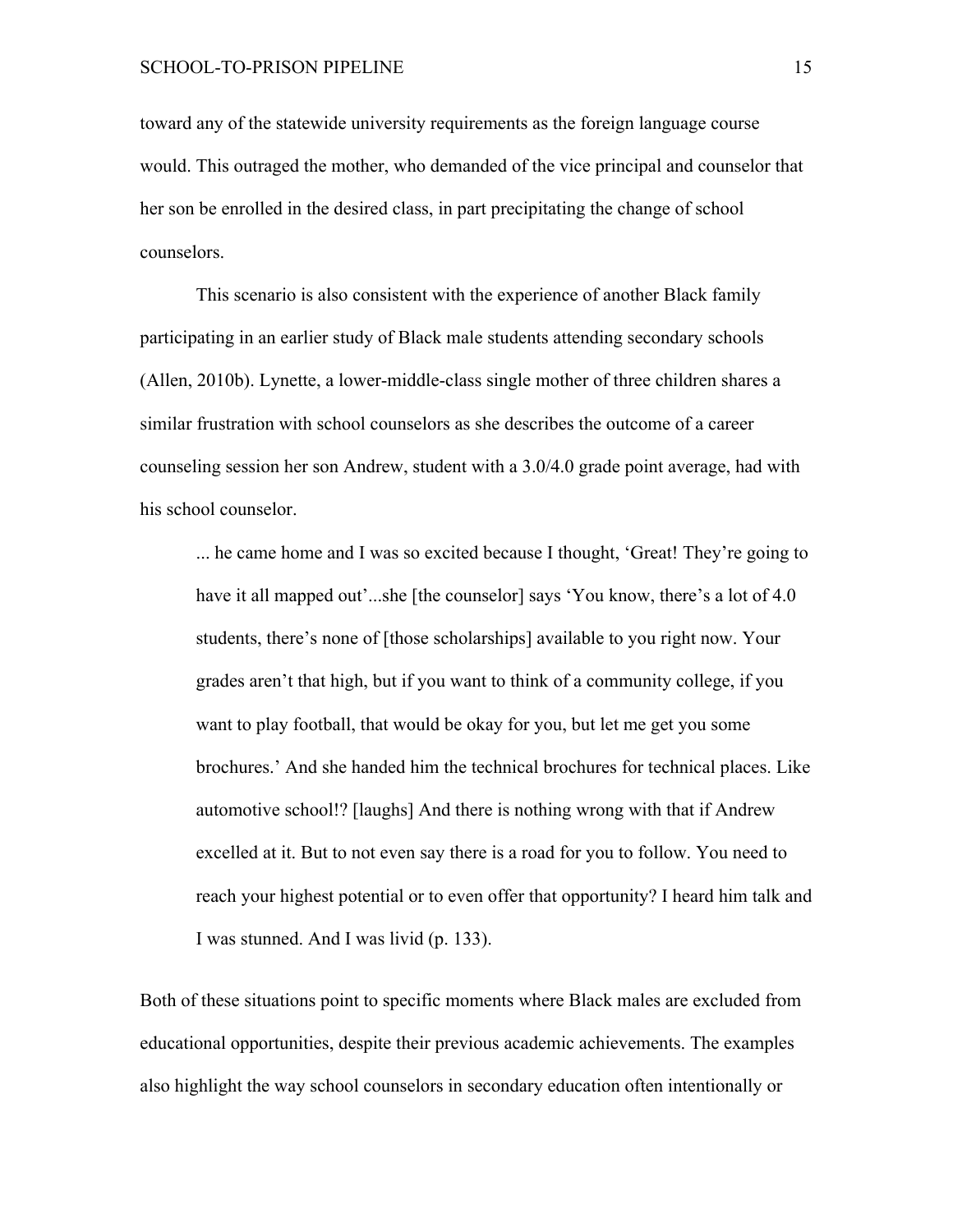toward any of the statewide university requirements as the foreign language course would. This outraged the mother, who demanded of the vice principal and counselor that her son be enrolled in the desired class, in part precipitating the change of school counselors.

This scenario is also consistent with the experience of another Black family participating in an earlier study of Black male students attending secondary schools (Allen, 2010b). Lynette, a lower-middle-class single mother of three children shares a similar frustration with school counselors as she describes the outcome of a career counseling session her son Andrew, student with a 3.0/4.0 grade point average, had with his school counselor.

> ... he came home and I was so excited because I thought, 'Great! They're going to have it all mapped out'...she [the counselor] says 'You know, there's a lot of 4.0 students, there's none of [those scholarships] available to you right now. Your grades aren't that high, but if you want to think of a community college, if you want to play football, that would be okay for you, but let me get you some brochures.' And she handed him the technical brochures for technical places. Like automotive school!? [laughs] And there is nothing wrong with that if Andrew excelled at it. But to not even say there is a road for you to follow. You need to reach your highest potential or to even offer that opportunity? I heard him talk and I was stunned. And I was livid (p. 133).

Both of these situations point to specific moments where Black males are excluded from educational opportunities, despite their previous academic achievements. The examples also highlight the way school counselors in secondary education often intentionally or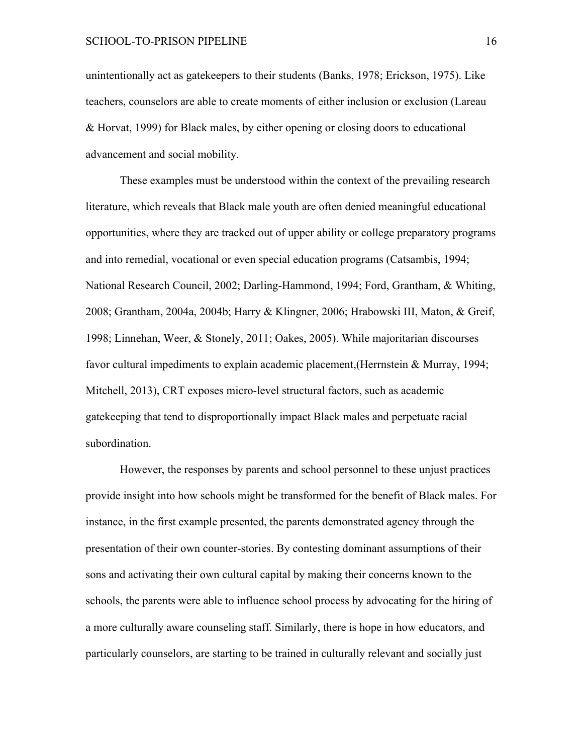unintentionally act as gatekeepers to their students (Banks, 1978; Erickson, 1975). Like teachers, counselors are able to create moments of either inclusion or exclusion (Lareau & Horvat, 1999) for Black males, by either opening or closing doors to educational advancement and social mobility.

These examples must be understood within the context of the prevailing research literature, which reveals that Black male youth are often denied meaningful educational opportunities, where they are tracked out of upper ability or college preparatory programs and into remedial, vocational or even special education programs (Catsambis, 1994; National Research Council, 2002; Darling-Hammond, 1994; Ford, Grantham, & Whiting, 2008; Grantham, 2004a, 2004b; Harry & Klingner, 2006; Hrabowski III, Maton, & Greif, 1998; Linnehan, Weer, & Stonely, 2011; Oakes, 2005). While majoritarian discourses favor cultural impediments to explain academic placement,(Herrnstein & Murray, 1994; Mitchell, 2013), CRT exposes micro-level structural factors, such as academic gatekeeping that tend to disproportionally impact Black males and perpetuate racial subordination.

However, the responses by parents and school personnel to these unjust practices provide insight into how schools might be transformed for the benefit of Black males. For instance, in the first example presented, the parents demonstrated agency through the presentation of their own counter-stories. By contesting dominant assumptions of their sons and activating their own cultural capital by making their concerns known to the schools, the parents were able to influence school process by advocating for the hiring of a more culturally aware counseling staff. Similarly, there is hope in how educators, and particularly counselors, are starting to be trained in culturally relevant and socially just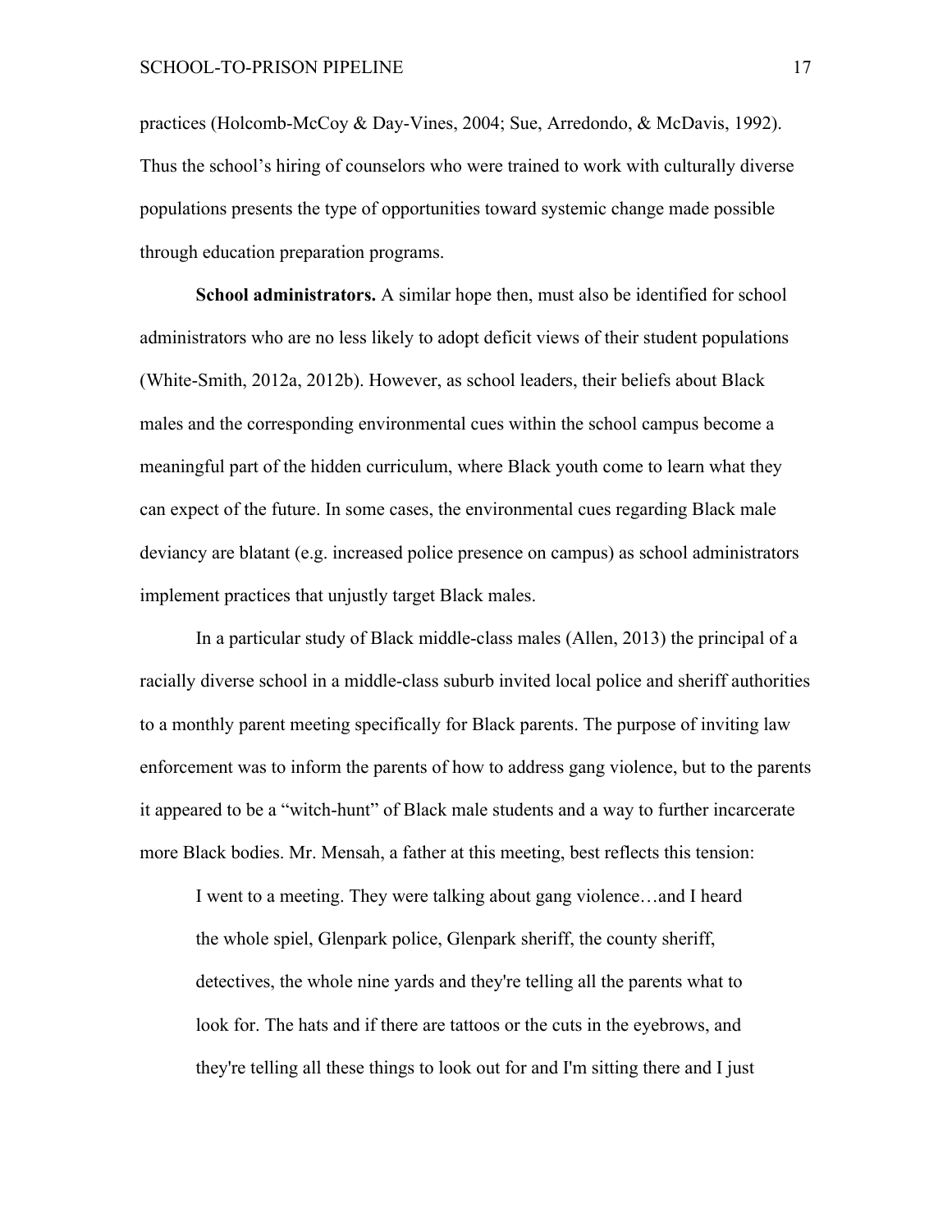practices (Holcomb-McCoy & Day-Vines, 2004; Sue, Arredondo, & McDavis, 1992). Thus the school's hiring of counselors who were trained to work with culturally diverse populations presents the type of opportunities toward systemic change made possible through education preparation programs.

**School administrators.** A similar hope then, must also be identified for school administrators who are no less likely to adopt deficit views of their student populations (White-Smith, 2012a, 2012b). However, as school leaders, their beliefs about Black males and the corresponding environmental cues within the school campus become a meaningful part of the hidden curriculum, where Black youth come to learn what they can expect of the future. In some cases, the environmental cues regarding Black male deviancy are blatant (e.g. increased police presence on campus) as school administrators implement practices that unjustly target Black males.

In a particular study of Black middle-class males (Allen, 2013) the principal of a racially diverse school in a middle-class suburb invited local police and sheriff authorities to a monthly parent meeting specifically for Black parents. The purpose of inviting law enforcement was to inform the parents of how to address gang violence, but to the parents it appeared to be a "witch-hunt" of Black male students and a way to further incarcerate more Black bodies. Mr. Mensah, a father at this meeting, best reflects this tension:

> I went to a meeting. They were talking about gang violence…and I heard the whole spiel, Glenpark police, Glenpark sheriff, the county sheriff, detectives, the whole nine yards and they're telling all the parents what to look for. The hats and if there are tattoos or the cuts in the eyebrows, and they're telling all these things to look out for and I'm sitting there and I just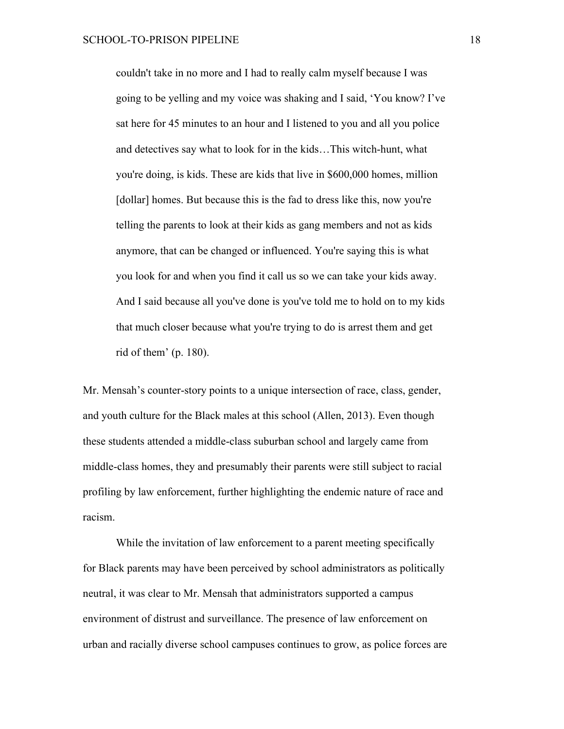> couldn't take in no more and I had to really calm myself because I was going to be yelling and my voice was shaking and I said, 'You know? I've sat here for 45 minutes to an hour and I listened to you and all you police and detectives say what to look for in the kids…This witch-hunt, what you're doing, is kids. These are kids that live in $600,000 homes, million [dollar] homes. But because this is the fad to dress like this, now you're telling the parents to look at their kids as gang members and not as kids anymore, that can be changed or influenced. You're saying this is what you look for and when you find it call us so we can take your kids away. And I said because all you've done is you've told me to hold on to my kids that much closer because what you're trying to do is arrest them and get rid of them' (p. 180).

Mr. Mensah's counter-story points to a unique intersection of race, class, gender, and youth culture for the Black males at this school (Allen, 2013). Even though these students attended a middle-class suburban school and largely came from middle-class homes, they and presumably their parents were still subject to racial profiling by law enforcement, further highlighting the endemic nature of race and racism.

While the invitation of law enforcement to a parent meeting specifically for Black parents may have been perceived by school administrators as politically neutral, it was clear to Mr. Mensah that administrators supported a campus environment of distrust and surveillance. The presence of law enforcement on urban and racially diverse school campuses continues to grow, as police forces are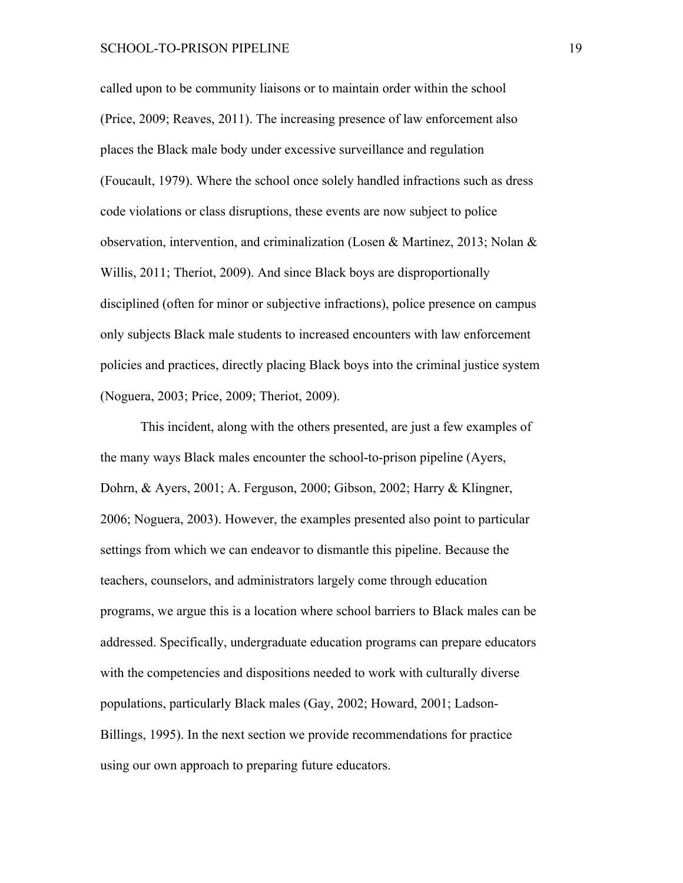called upon to be community liaisons or to maintain order within the school (Price, 2009; Reaves, 2011). The increasing presence of law enforcement also places the Black male body under excessive surveillance and regulation (Foucault, 1979). Where the school once solely handled infractions such as dress code violations or class disruptions, these events are now subject to police observation, intervention, and criminalization (Losen & Martinez, 2013; Nolan & Willis, 2011; Theriot, 2009). And since Black boys are disproportionally disciplined (often for minor or subjective infractions), police presence on campus only subjects Black male students to increased encounters with law enforcement policies and practices, directly placing Black boys into the criminal justice system (Noguera, 2003; Price, 2009; Theriot, 2009).

This incident, along with the others presented, are just a few examples of the many ways Black males encounter the school-to-prison pipeline (Ayers, Dohrn, & Ayers, 2001; A. Ferguson, 2000; Gibson, 2002; Harry & Klingner, 2006; Noguera, 2003). However, the examples presented also point to particular settings from which we can endeavor to dismantle this pipeline. Because the teachers, counselors, and administrators largely come through education programs, we argue this is a location where school barriers to Black males can be addressed. Specifically, undergraduate education programs can prepare educators with the competencies and dispositions needed to work with culturally diverse populations, particularly Black males (Gay, 2002; Howard, 2001; Ladson-Billings, 1995). In the next section we provide recommendations for practice using our own approach to preparing future educators.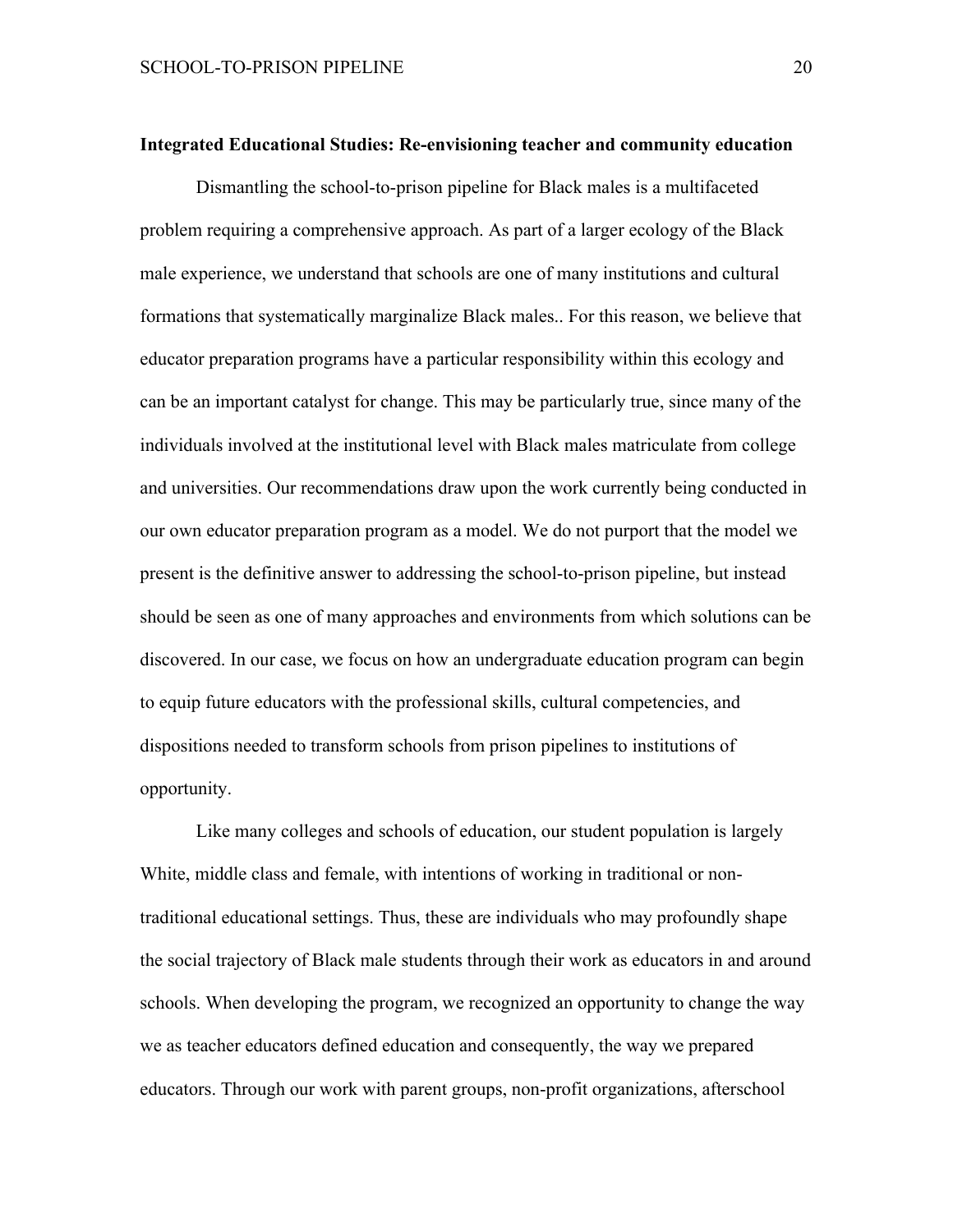**Integrated Educational Studies: Re-envisioning teacher and community education**

Dismantling the school-to-prison pipeline for Black males is a multifaceted problem requiring a comprehensive approach. As part of a larger ecology of the Black male experience, we understand that schools are one of many institutions and cultural formations that systematically marginalize Black males.. For this reason, we believe that educator preparation programs have a particular responsibility within this ecology and can be an important catalyst for change. This may be particularly true, since many of the individuals involved at the institutional level with Black males matriculate from college and universities. Our recommendations draw upon the work currently being conducted in our own educator preparation program as a model. We do not purport that the model we present is the definitive answer to addressing the school-to-prison pipeline, but instead should be seen as one of many approaches and environments from which solutions can be discovered. In our case, we focus on how an undergraduate education program can begin to equip future educators with the professional skills, cultural competencies, and dispositions needed to transform schools from prison pipelines to institutions of opportunity.

Like many colleges and schools of education, our student population is largely White, middle class and female, with intentions of working in traditional or non-traditional educational settings. Thus, these are individuals who may profoundly shape the social trajectory of Black male students through their work as educators in and around schools. When developing the program, we recognized an opportunity to change the way we as teacher educators defined education and consequently, the way we prepared educators. Through our work with parent groups, non-profit organizations, afterschool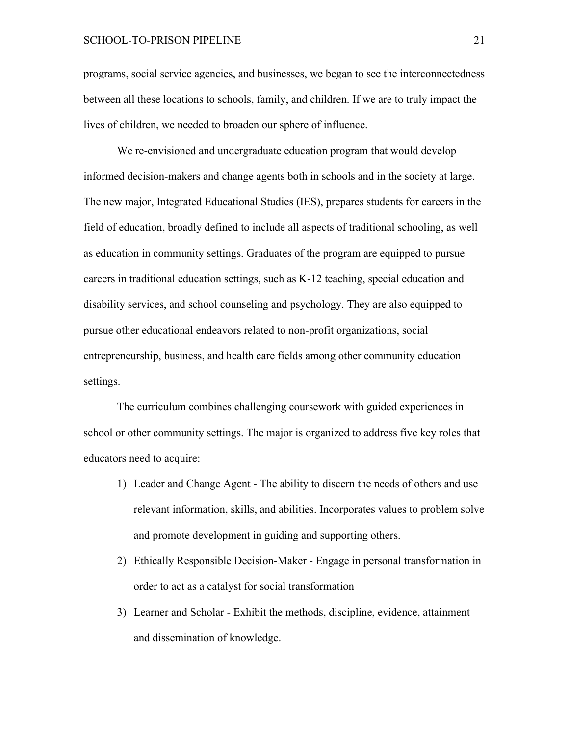programs, social service agencies, and businesses, we began to see the interconnectedness between all these locations to schools, family, and children. If we are to truly impact the lives of children, we needed to broaden our sphere of influence.

We re-envisioned and undergraduate education program that would develop informed decision-makers and change agents both in schools and in the society at large. The new major, Integrated Educational Studies (IES), prepares students for careers in the field of education, broadly defined to include all aspects of traditional schooling, as well as education in community settings. Graduates of the program are equipped to pursue careers in traditional education settings, such as K-12 teaching, special education and disability services, and school counseling and psychology. They are also equipped to pursue other educational endeavors related to non-profit organizations, social entrepreneurship, business, and health care fields among other community education settings.

The curriculum combines challenging coursework with guided experiences in school or other community settings. The major is organized to address five key roles that educators need to acquire:

1) Leader and Change Agent - The ability to discern the needs of others and use relevant information, skills, and abilities. Incorporates values to problem solve and promote development in guiding and supporting others.
2) Ethically Responsible Decision-Maker - Engage in personal transformation in order to act as a catalyst for social transformation
3) Learner and Scholar - Exhibit the methods, discipline, evidence, attainment and dissemination of knowledge.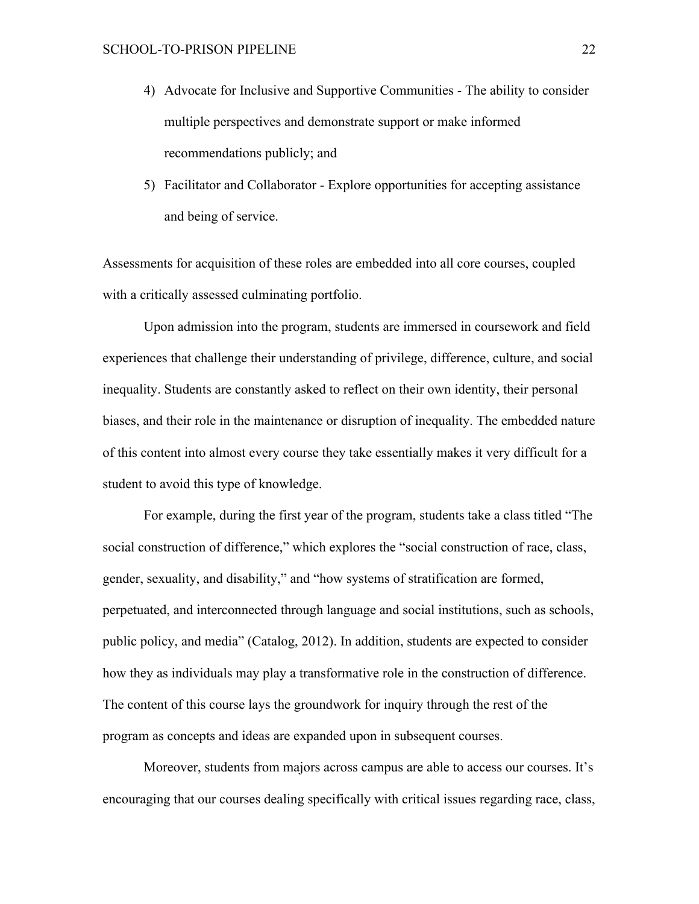4) Advocate for Inclusive and Supportive Communities - The ability to consider multiple perspectives and demonstrate support or make informed recommendations publicly; and
5) Facilitator and Collaborator - Explore opportunities for accepting assistance and being of service.

Assessments for acquisition of these roles are embedded into all core courses, coupled with a critically assessed culminating portfolio.

Upon admission into the program, students are immersed in coursework and field experiences that challenge their understanding of privilege, difference, culture, and social inequality. Students are constantly asked to reflect on their own identity, their personal biases, and their role in the maintenance or disruption of inequality. The embedded nature of this content into almost every course they take essentially makes it very difficult for a student to avoid this type of knowledge.

For example, during the first year of the program, students take a class titled "The social construction of difference," which explores the "social construction of race, class, gender, sexuality, and disability," and "how systems of stratification are formed, perpetuated, and interconnected through language and social institutions, such as schools, public policy, and media" (Catalog, 2012). In addition, students are expected to consider how they as individuals may play a transformative role in the construction of difference. The content of this course lays the groundwork for inquiry through the rest of the program as concepts and ideas are expanded upon in subsequent courses.

Moreover, students from majors across campus are able to access our courses. It's encouraging that our courses dealing specifically with critical issues regarding race, class,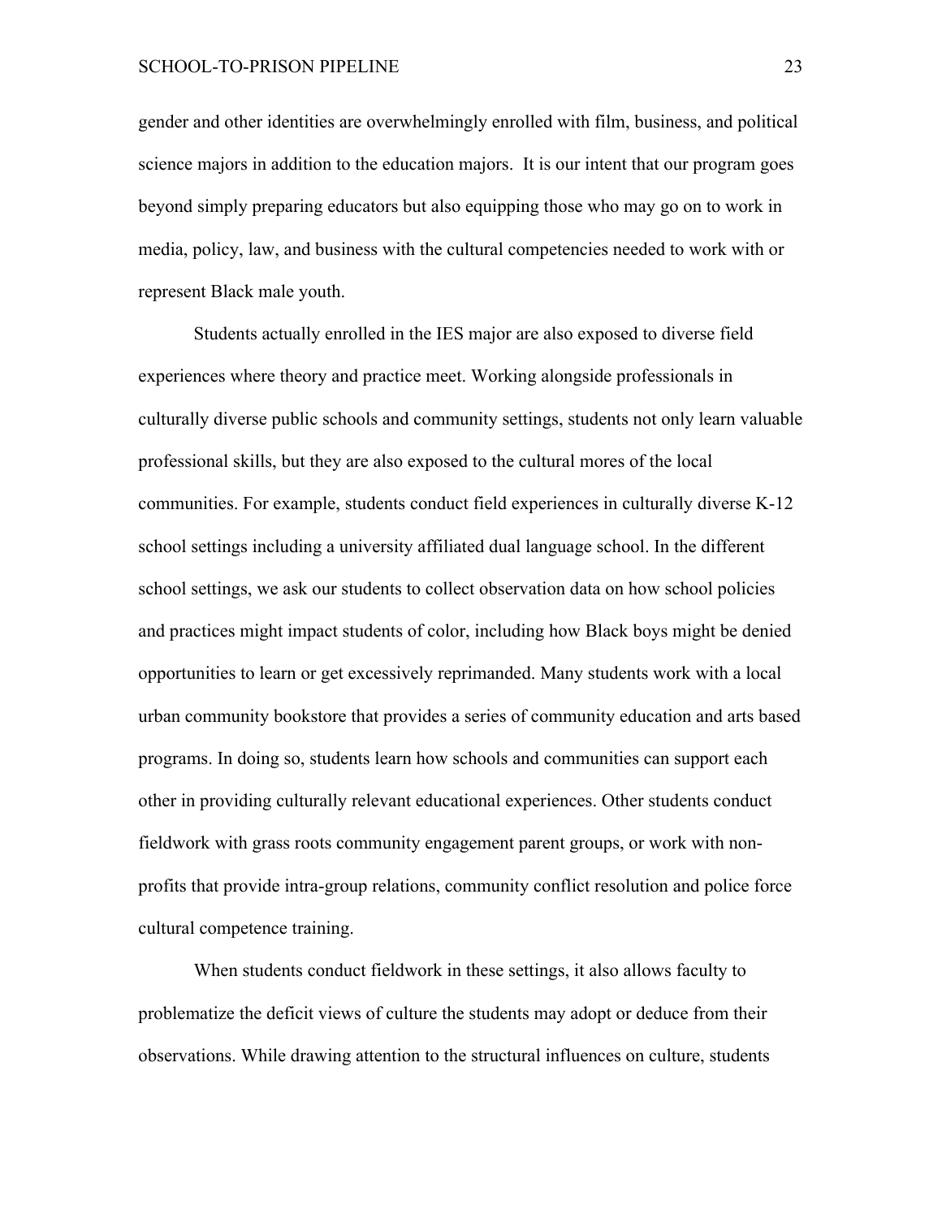gender and other identities are overwhelmingly enrolled with film, business, and political science majors in addition to the education majors.  It is our intent that our program goes beyond simply preparing educators but also equipping those who may go on to work in media, policy, law, and business with the cultural competencies needed to work with or represent Black male youth.

Students actually enrolled in the IES major are also exposed to diverse field experiences where theory and practice meet. Working alongside professionals in culturally diverse public schools and community settings, students not only learn valuable professional skills, but they are also exposed to the cultural mores of the local communities. For example, students conduct field experiences in culturally diverse K-12 school settings including a university affiliated dual language school. In the different school settings, we ask our students to collect observation data on how school policies and practices might impact students of color, including how Black boys might be denied opportunities to learn or get excessively reprimanded. Many students work with a local urban community bookstore that provides a series of community education and arts based programs. In doing so, students learn how schools and communities can support each other in providing culturally relevant educational experiences. Other students conduct fieldwork with grass roots community engagement parent groups, or work with non-profits that provide intra-group relations, community conflict resolution and police force cultural competence training.

When students conduct fieldwork in these settings, it also allows faculty to problematize the deficit views of culture the students may adopt or deduce from their observations. While drawing attention to the structural influences on culture, students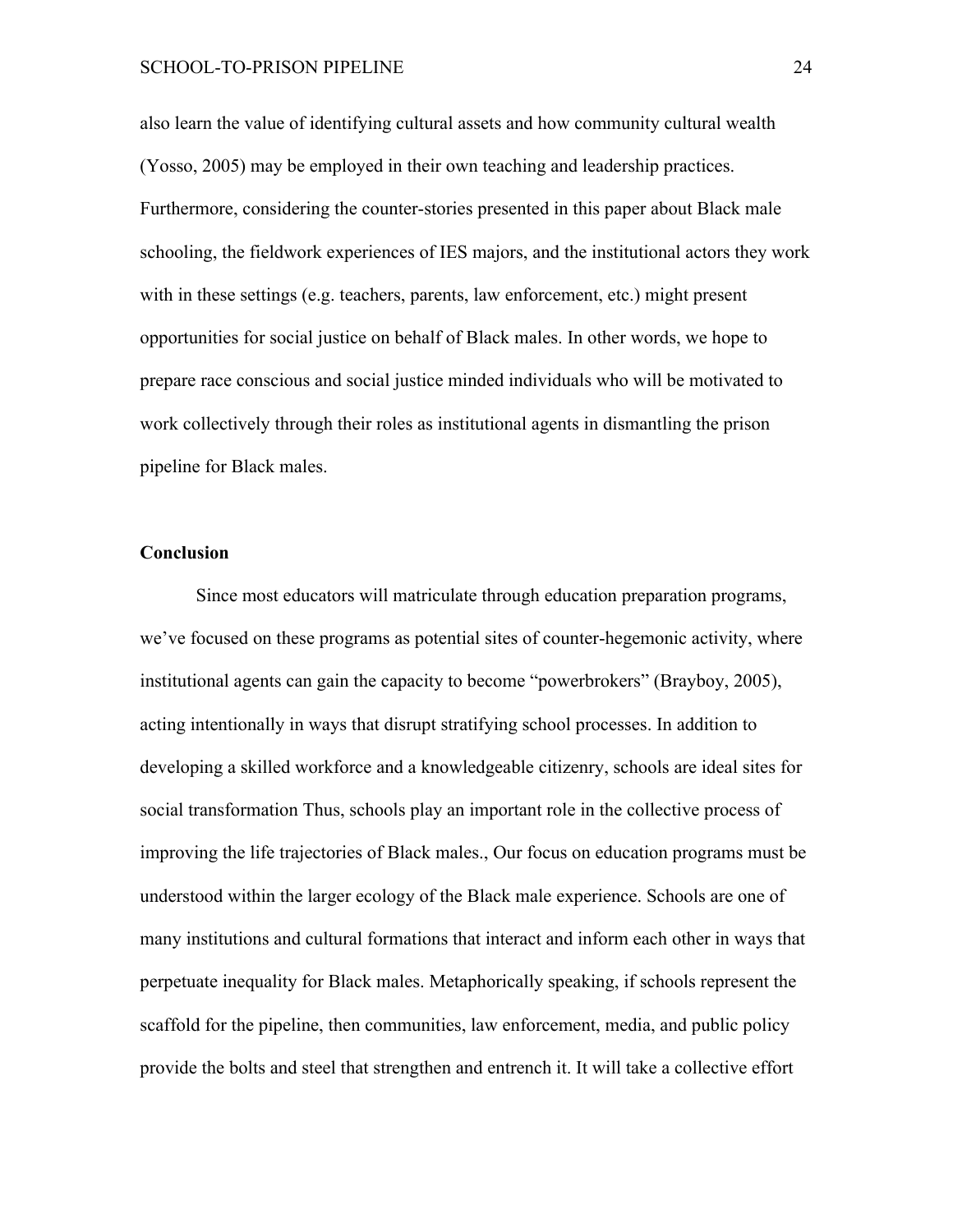also learn the value of identifying cultural assets and how community cultural wealth (Yosso, 2005) may be employed in their own teaching and leadership practices. Furthermore, considering the counter-stories presented in this paper about Black male schooling, the fieldwork experiences of IES majors, and the institutional actors they work with in these settings (e.g. teachers, parents, law enforcement, etc.) might present opportunities for social justice on behalf of Black males. In other words, we hope to prepare race conscious and social justice minded individuals who will be motivated to work collectively through their roles as institutional agents in dismantling the prison pipeline for Black males.

**Conclusion**

Since most educators will matriculate through education preparation programs, we've focused on these programs as potential sites of counter-hegemonic activity, where institutional agents can gain the capacity to become "powerbrokers" (Brayboy, 2005), acting intentionally in ways that disrupt stratifying school processes. In addition to developing a skilled workforce and a knowledgeable citizenry, schools are ideal sites for social transformation Thus, schools play an important role in the collective process of improving the life trajectories of Black males., Our focus on education programs must be understood within the larger ecology of the Black male experience. Schools are one of many institutions and cultural formations that interact and inform each other in ways that perpetuate inequality for Black males. Metaphorically speaking, if schools represent the scaffold for the pipeline, then communities, law enforcement, media, and public policy provide the bolts and steel that strengthen and entrench it. It will take a collective effort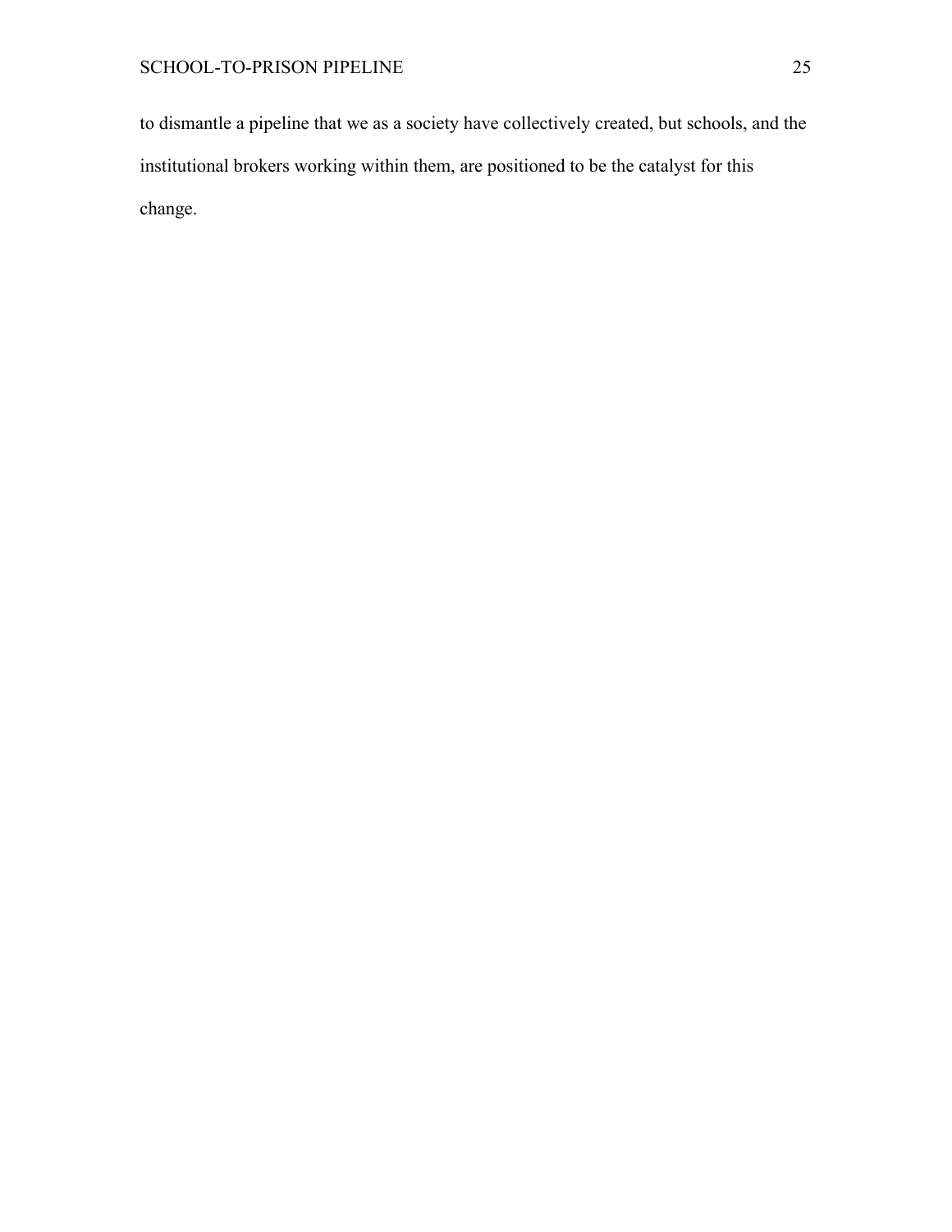to dismantle a pipeline that we as a society have collectively created, but schools, and the institutional brokers working within them, are positioned to be the catalyst for this change.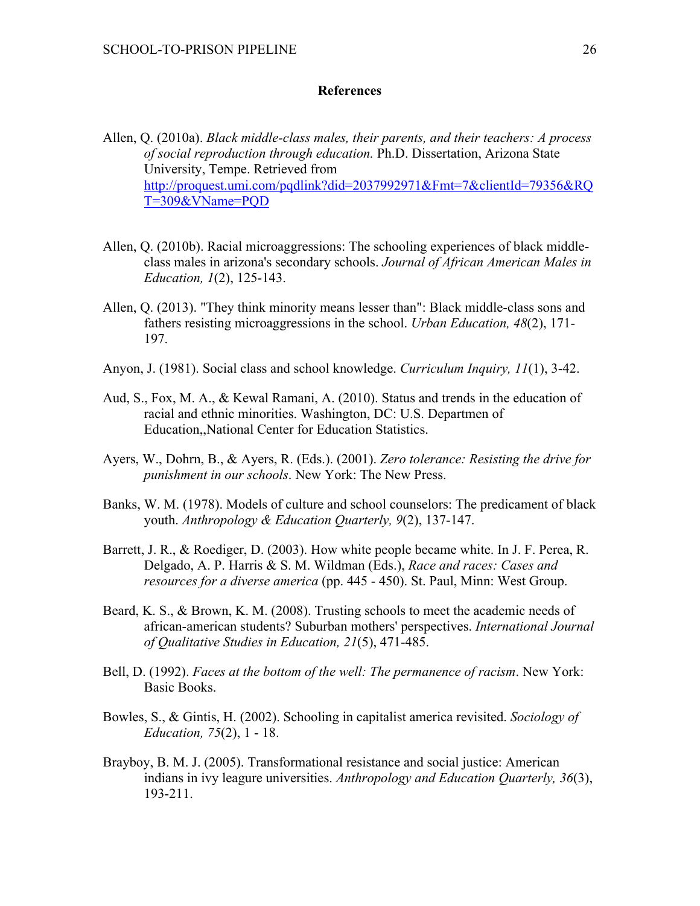## References

Allen, Q. (2010a). *Black middle-class males, their parents, and their teachers: A process of social reproduction through education.* Ph.D. Dissertation, Arizona State University, Tempe. Retrieved from http://proquest.umi.com/pqdlink?did=2037992971&Fmt=7&clientId=79356&RQT=309&VName=PQD

Allen, Q. (2010b). Racial microaggressions: The schooling experiences of black middle-class males in arizona's secondary schools. *Journal of African American Males in Education, 1*(2), 125-143.

Allen, Q. (2013). "They think minority means lesser than": Black middle-class sons and fathers resisting microaggressions in the school. *Urban Education, 48*(2), 171-197.

Anyon, J. (1981). Social class and school knowledge. *Curriculum Inquiry, 11*(1), 3-42.

Aud, S., Fox, M. A., & Kewal Ramani, A. (2010). Status and trends in the education of racial and ethnic minorities. Washington, DC: U.S. Departmen of Education,,National Center for Education Statistics.

Ayers, W., Dohrn, B., & Ayers, R. (Eds.). (2001). *Zero tolerance: Resisting the drive for punishment in our schools*. New York: The New Press.

Banks, W. M. (1978). Models of culture and school counselors: The predicament of black youth. *Anthropology & Education Quarterly, 9*(2), 137-147.

Barrett, J. R., & Roediger, D. (2003). How white people became white. In J. F. Perea, R. Delgado, A. P. Harris & S. M. Wildman (Eds.), *Race and races: Cases and resources for a diverse america* (pp. 445 - 450). St. Paul, Minn: West Group.

Beard, K. S., & Brown, K. M. (2008). Trusting schools to meet the academic needs of african-american students? Suburban mothers' perspectives. *International Journal of Qualitative Studies in Education, 21*(5), 471-485.

Bell, D. (1992). *Faces at the bottom of the well: The permanence of racism*. New York: Basic Books.

Bowles, S., & Gintis, H. (2002). Schooling in capitalist america revisited. *Sociology of Education, 75*(2), 1 - 18.

Brayboy, B. M. J. (2005). Transformational resistance and social justice: American indians in ivy leagure universities. *Anthropology and Education Quarterly, 36*(3), 193-211.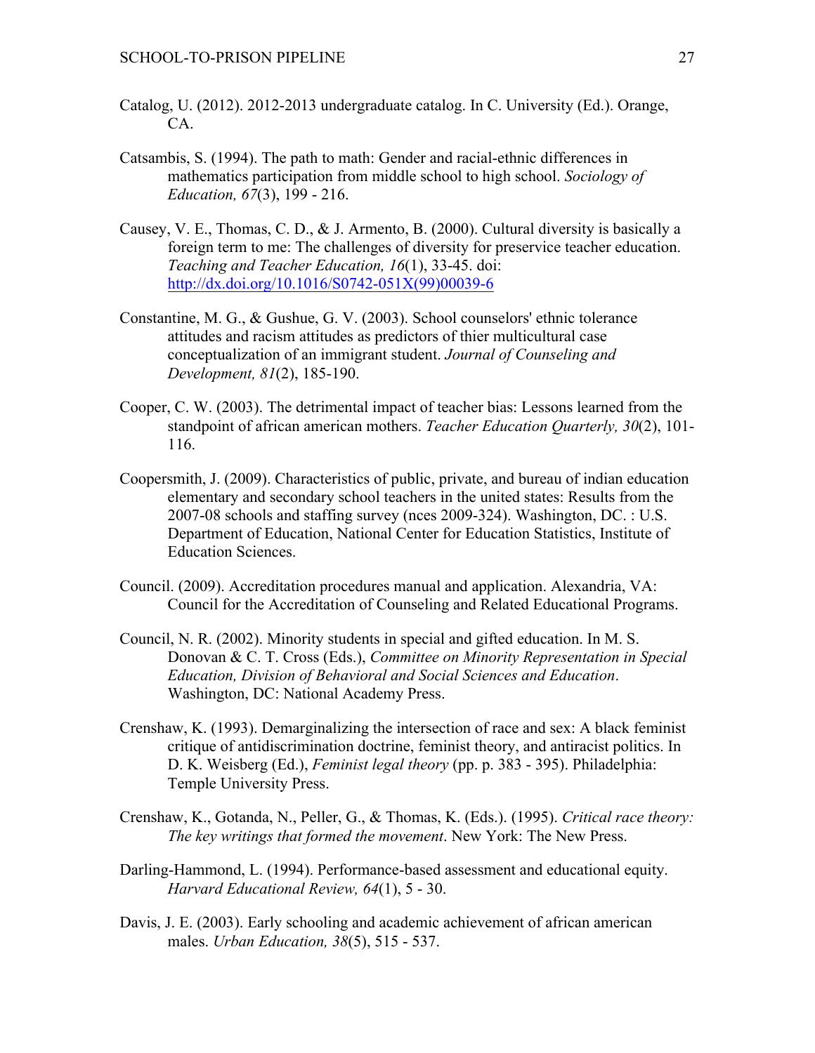Catalog, U. (2012). 2012-2013 undergraduate catalog. In C. University (Ed.). Orange, CA.

Catsambis, S. (1994). The path to math: Gender and racial-ethnic differences in mathematics participation from middle school to high school. *Sociology of Education, 67*(3), 199 - 216.

Causey, V. E., Thomas, C. D., & J. Armento, B. (2000). Cultural diversity is basically a foreign term to me: The challenges of diversity for preservice teacher education. *Teaching and Teacher Education, 16*(1), 33-45. doi: http://dx.doi.org/10.1016/S0742-051X(99)00039-6

Constantine, M. G., & Gushue, G. V. (2003). School counselors' ethnic tolerance attitudes and racism attitudes as predictors of thier multicultural case conceptualization of an immigrant student. *Journal of Counseling and Development, 81*(2), 185-190.

Cooper, C. W. (2003). The detrimental impact of teacher bias: Lessons learned from the standpoint of african american mothers. *Teacher Education Quarterly, 30*(2), 101-116.

Coopersmith, J. (2009). Characteristics of public, private, and bureau of indian education elementary and secondary school teachers in the united states: Results from the 2007-08 schools and staffing survey (nces 2009-324). Washington, DC. : U.S. Department of Education, National Center for Education Statistics, Institute of Education Sciences.

Council. (2009). Accreditation procedures manual and application. Alexandria, VA: Council for the Accreditation of Counseling and Related Educational Programs.

Council, N. R. (2002). Minority students in special and gifted education. In M. S. Donovan & C. T. Cross (Eds.), *Committee on Minority Representation in Special Education, Division of Behavioral and Social Sciences and Education*. Washington, DC: National Academy Press.

Crenshaw, K. (1993). Demarginalizing the intersection of race and sex: A black feminist critique of antidiscrimination doctrine, feminist theory, and antiracist politics. In D. K. Weisberg (Ed.), *Feminist legal theory* (pp. p. 383 - 395). Philadelphia: Temple University Press.

Crenshaw, K., Gotanda, N., Peller, G., & Thomas, K. (Eds.). (1995). *Critical race theory: The key writings that formed the movement*. New York: The New Press.

Darling-Hammond, L. (1994). Performance-based assessment and educational equity. *Harvard Educational Review, 64*(1), 5 - 30.

Davis, J. E. (2003). Early schooling and academic achievement of african american males. *Urban Education, 38*(5), 515 - 537.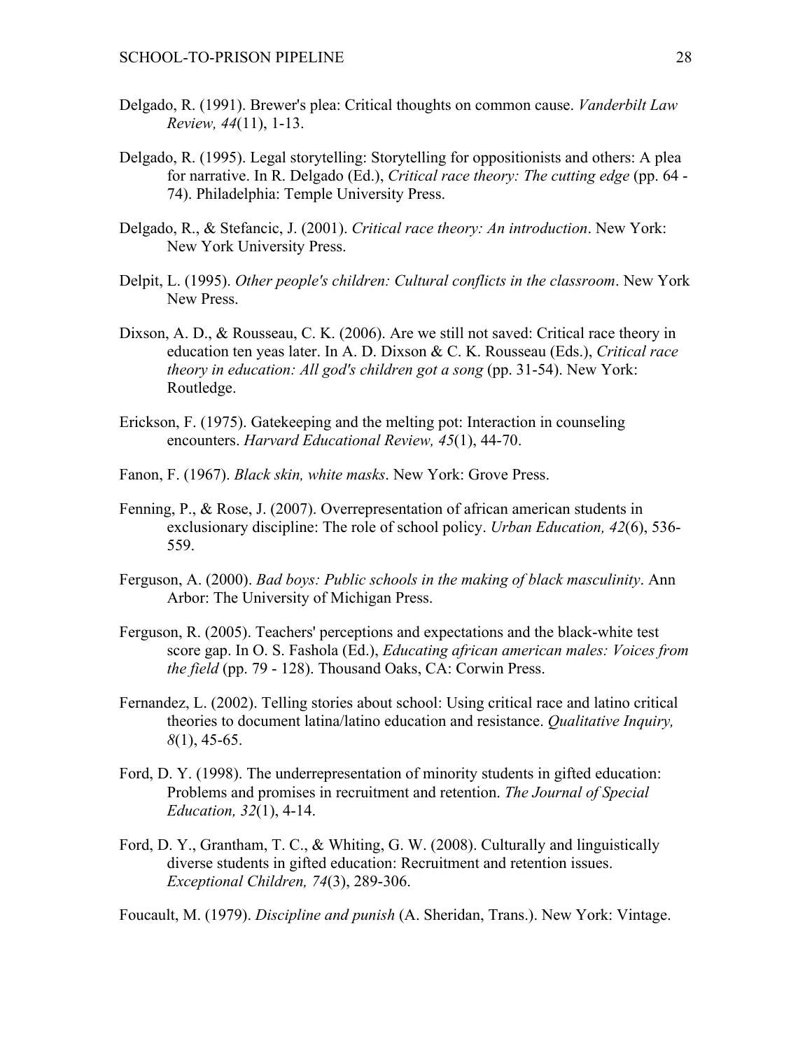Delgado, R. (1991). Brewer's plea: Critical thoughts on common cause. *Vanderbilt Law Review, 44*(11), 1-13.

Delgado, R. (1995). Legal storytelling: Storytelling for oppositionists and others: A plea for narrative. In R. Delgado (Ed.), *Critical race theory: The cutting edge* (pp. 64 - 74). Philadelphia: Temple University Press.

Delgado, R., & Stefancic, J. (2001). *Critical race theory: An introduction*. New York: New York University Press.

Delpit, L. (1995). *Other people's children: Cultural conflicts in the classroom*. New York New Press.

Dixson, A. D., & Rousseau, C. K. (2006). Are we still not saved: Critical race theory in education ten yeas later. In A. D. Dixson & C. K. Rousseau (Eds.), *Critical race theory in education: All god's children got a song* (pp. 31-54). New York: Routledge.

Erickson, F. (1975). Gatekeeping and the melting pot: Interaction in counseling encounters. *Harvard Educational Review, 45*(1), 44-70.

Fanon, F. (1967). *Black skin, white masks*. New York: Grove Press.

Fenning, P., & Rose, J. (2007). Overrepresentation of african american students in exclusionary discipline: The role of school policy. *Urban Education, 42*(6), 536-559.

Ferguson, A. (2000). *Bad boys: Public schools in the making of black masculinity*. Ann Arbor: The University of Michigan Press.

Ferguson, R. (2005). Teachers' perceptions and expectations and the black-white test score gap. In O. S. Fashola (Ed.), *Educating african american males: Voices from the field* (pp. 79 - 128). Thousand Oaks, CA: Corwin Press.

Fernandez, L. (2002). Telling stories about school: Using critical race and latino critical theories to document latina/latino education and resistance. *Qualitative Inquiry, 8*(1), 45-65.

Ford, D. Y. (1998). The underrepresentation of minority students in gifted education: Problems and promises in recruitment and retention. *The Journal of Special Education, 32*(1), 4-14.

Ford, D. Y., Grantham, T. C., & Whiting, G. W. (2008). Culturally and linguistically diverse students in gifted education: Recruitment and retention issues. *Exceptional Children, 74*(3), 289-306.

Foucault, M. (1979). *Discipline and punish* (A. Sheridan, Trans.). New York: Vintage.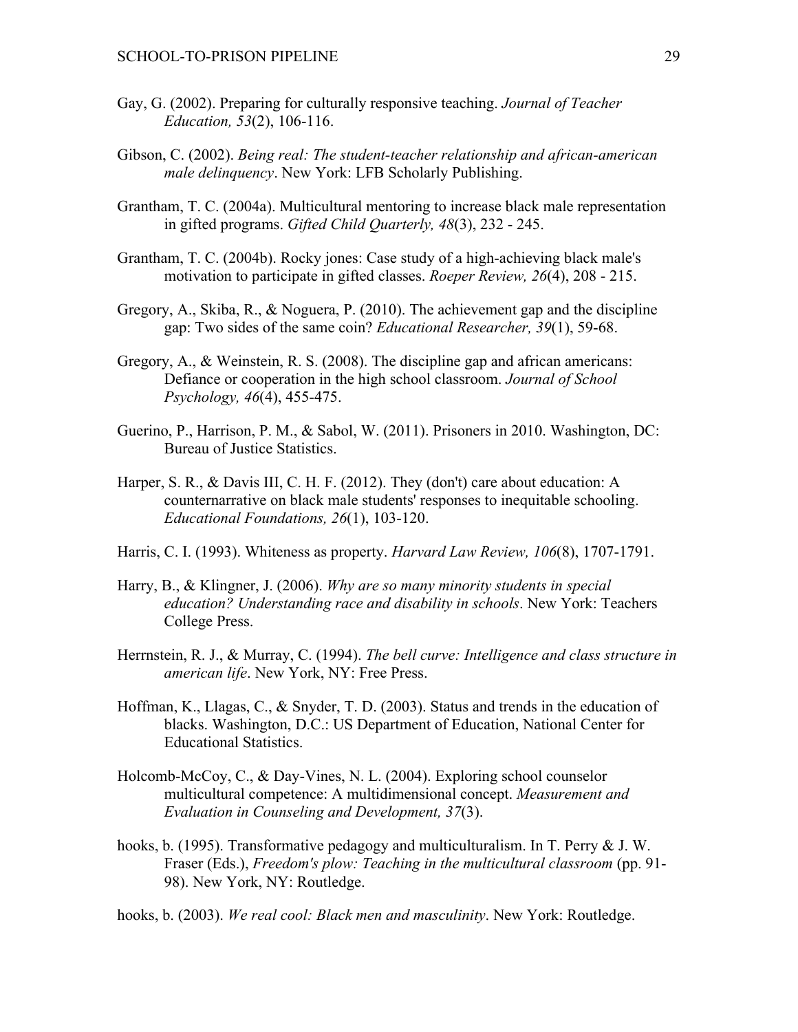Gay, G. (2002). Preparing for culturally responsive teaching. *Journal of Teacher Education, 53*(2), 106-116.

Gibson, C. (2002). *Being real: The student-teacher relationship and african-american male delinquency*. New York: LFB Scholarly Publishing.

Grantham, T. C. (2004a). Multicultural mentoring to increase black male representation in gifted programs. *Gifted Child Quarterly, 48*(3), 232 - 245.

Grantham, T. C. (2004b). Rocky jones: Case study of a high-achieving black male's motivation to participate in gifted classes. *Roeper Review, 26*(4), 208 - 215.

Gregory, A., Skiba, R., & Noguera, P. (2010). The achievement gap and the discipline gap: Two sides of the same coin? *Educational Researcher, 39*(1), 59-68.

Gregory, A., & Weinstein, R. S. (2008). The discipline gap and african americans: Defiance or cooperation in the high school classroom. *Journal of School Psychology, 46*(4), 455-475.

Guerino, P., Harrison, P. M., & Sabol, W. (2011). Prisoners in 2010. Washington, DC: Bureau of Justice Statistics.

Harper, S. R., & Davis III, C. H. F. (2012). They (don't) care about education: A counternarrative on black male students' responses to inequitable schooling. *Educational Foundations, 26*(1), 103-120.

Harris, C. I. (1993). Whiteness as property. *Harvard Law Review, 106*(8), 1707-1791.

Harry, B., & Klingner, J. (2006). *Why are so many minority students in special education? Understanding race and disability in schools*. New York: Teachers College Press.

Herrnstein, R. J., & Murray, C. (1994). *The bell curve: Intelligence and class structure in american life*. New York, NY: Free Press.

Hoffman, K., Llagas, C., & Snyder, T. D. (2003). Status and trends in the education of blacks. Washington, D.C.: US Department of Education, National Center for Educational Statistics.

Holcomb-McCoy, C., & Day-Vines, N. L. (2004). Exploring school counselor multicultural competence: A multidimensional concept. *Measurement and Evaluation in Counseling and Development, 37*(3).

hooks, b. (1995). Transformative pedagogy and multiculturalism. In T. Perry & J. W. Fraser (Eds.), *Freedom's plow: Teaching in the multicultural classroom* (pp. 91-98). New York, NY: Routledge.

hooks, b. (2003). *We real cool: Black men and masculinity*. New York: Routledge.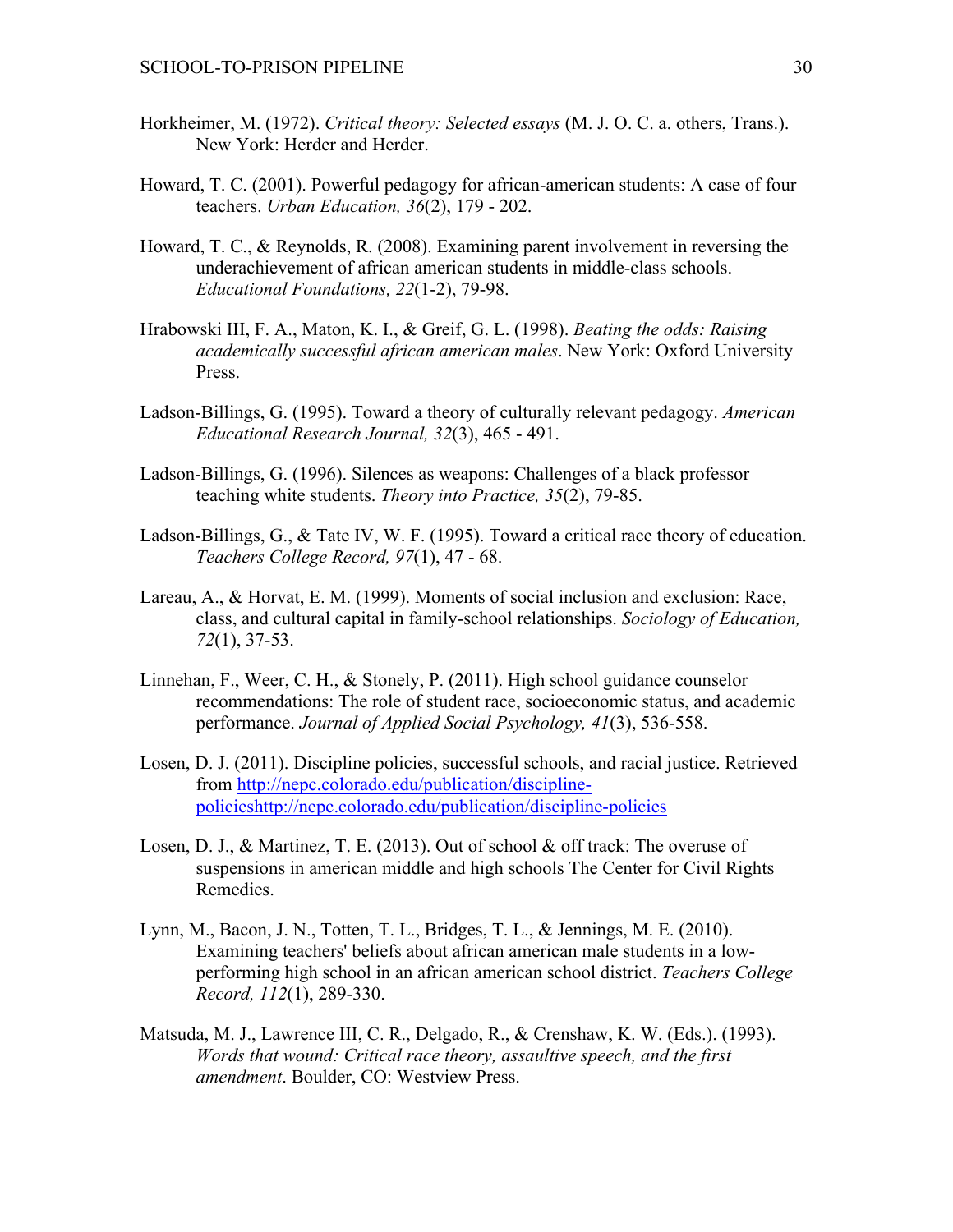Horkheimer, M. (1972). *Critical theory: Selected essays* (M. J. O. C. a. others, Trans.). New York: Herder and Herder.

Howard, T. C. (2001). Powerful pedagogy for african-american students: A case of four teachers. *Urban Education, 36*(2), 179 - 202.

Howard, T. C., & Reynolds, R. (2008). Examining parent involvement in reversing the underachievement of african american students in middle-class schools. *Educational Foundations, 22*(1-2), 79-98.

Hrabowski III, F. A., Maton, K. I., & Greif, G. L. (1998). *Beating the odds: Raising academically successful african american males*. New York: Oxford University Press.

Ladson-Billings, G. (1995). Toward a theory of culturally relevant pedagogy. *American Educational Research Journal, 32*(3), 465 - 491.

Ladson-Billings, G. (1996). Silences as weapons: Challenges of a black professor teaching white students. *Theory into Practice, 35*(2), 79-85.

Ladson-Billings, G., & Tate IV, W. F. (1995). Toward a critical race theory of education. *Teachers College Record, 97*(1), 47 - 68.

Lareau, A., & Horvat, E. M. (1999). Moments of social inclusion and exclusion: Race, class, and cultural capital in family-school relationships. *Sociology of Education, 72*(1), 37-53.

Linnehan, F., Weer, C. H., & Stonely, P. (2011). High school guidance counselor recommendations: The role of student race, socioeconomic status, and academic performance. *Journal of Applied Social Psychology, 41*(3), 536-558.

Losen, D. J. (2011). Discipline policies, successful schools, and racial justice. Retrieved from http://nepc.colorado.edu/publication/discipline-policieshttp://nepc.colorado.edu/publication/discipline-policies

Losen, D. J., & Martinez, T. E. (2013). Out of school & off track: The overuse of suspensions in american middle and high schools The Center for Civil Rights Remedies.

Lynn, M., Bacon, J. N., Totten, T. L., Bridges, T. L., & Jennings, M. E. (2010). Examining teachers' beliefs about african american male students in a low-performing high school in an african american school district. *Teachers College Record, 112*(1), 289-330.

Matsuda, M. J., Lawrence III, C. R., Delgado, R., & Crenshaw, K. W. (Eds.). (1993). *Words that wound: Critical race theory, assaultive speech, and the first amendment*. Boulder, CO: Westview Press.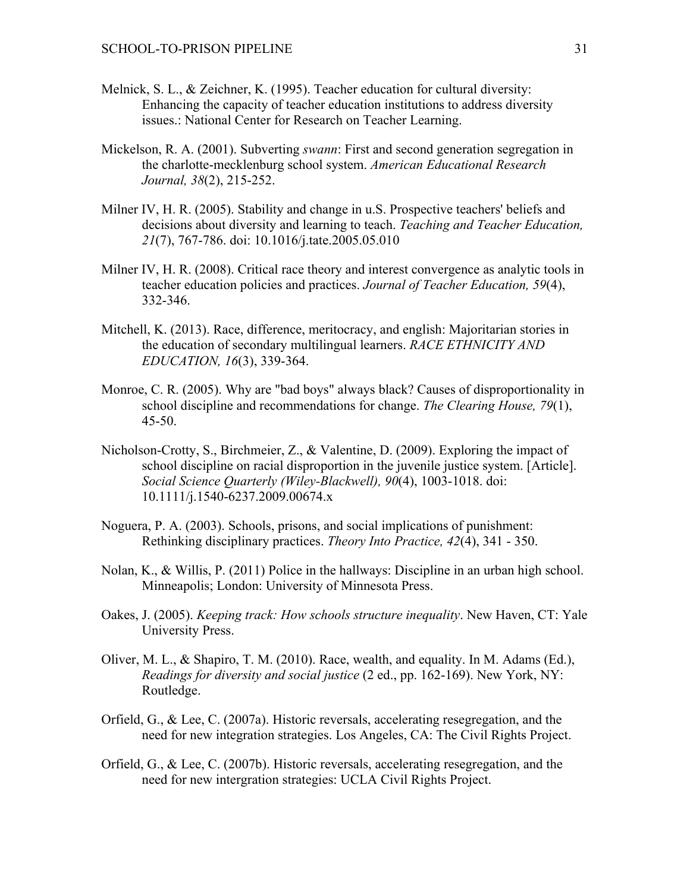Melnick, S. L., & Zeichner, K. (1995). Teacher education for cultural diversity: Enhancing the capacity of teacher education institutions to address diversity issues.: National Center for Research on Teacher Learning.

Mickelson, R. A. (2001). Subverting *swann*: First and second generation segregation in the charlotte-mecklenburg school system. *American Educational Research Journal, 38*(2), 215-252.

Milner IV, H. R. (2005). Stability and change in u.S. Prospective teachers' beliefs and decisions about diversity and learning to teach. *Teaching and Teacher Education, 21*(7), 767-786. doi: 10.1016/j.tate.2005.05.010

Milner IV, H. R. (2008). Critical race theory and interest convergence as analytic tools in teacher education policies and practices. *Journal of Teacher Education, 59*(4), 332-346.

Mitchell, K. (2013). Race, difference, meritocracy, and english: Majoritarian stories in the education of secondary multilingual learners. *RACE ETHNICITY AND EDUCATION, 16*(3), 339-364.

Monroe, C. R. (2005). Why are "bad boys" always black? Causes of disproportionality in school discipline and recommendations for change. *The Clearing House, 79*(1), 45-50.

Nicholson-Crotty, S., Birchmeier, Z., & Valentine, D. (2009). Exploring the impact of school discipline on racial disproportion in the juvenile justice system. [Article]. *Social Science Quarterly (Wiley-Blackwell), 90*(4), 1003-1018. doi: 10.1111/j.1540-6237.2009.00674.x

Noguera, P. A. (2003). Schools, prisons, and social implications of punishment: Rethinking disciplinary practices. *Theory Into Practice, 42*(4), 341 - 350.

Nolan, K., & Willis, P. (2011) Police in the hallways: Discipline in an urban high school. Minneapolis; London: University of Minnesota Press.

Oakes, J. (2005). *Keeping track: How schools structure inequality*. New Haven, CT: Yale University Press.

Oliver, M. L., & Shapiro, T. M. (2010). Race, wealth, and equality. In M. Adams (Ed.), *Readings for diversity and social justice* (2 ed., pp. 162-169). New York, NY: Routledge.

Orfield, G., & Lee, C. (2007a). Historic reversals, accelerating resegregation, and the need for new integration strategies. Los Angeles, CA: The Civil Rights Project.

Orfield, G., & Lee, C. (2007b). Historic reversals, accelerating resegregation, and the need for new intergration strategies: UCLA Civil Rights Project.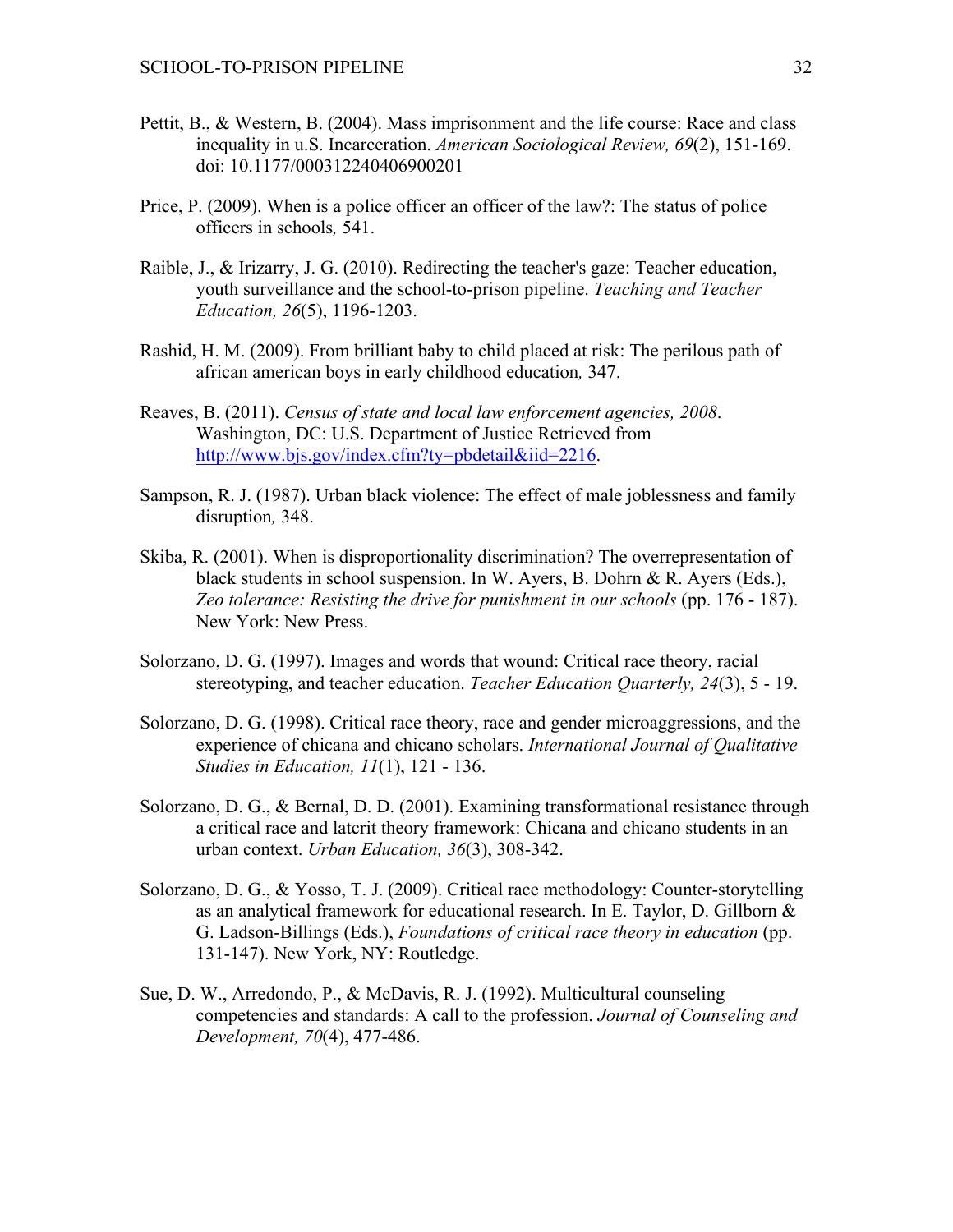Pettit, B., & Western, B. (2004). Mass imprisonment and the life course: Race and class inequality in u.S. Incarceration. *American Sociological Review, 69*(2), 151-169. doi: 10.1177/000312240406900201

Price, P. (2009). When is a police officer an officer of the law?: The status of police officers in schools*,* 541.

Raible, J., & Irizarry, J. G. (2010). Redirecting the teacher's gaze: Teacher education, youth surveillance and the school-to-prison pipeline. *Teaching and Teacher Education, 26*(5), 1196-1203.

Rashid, H. M. (2009). From brilliant baby to child placed at risk: The perilous path of african american boys in early childhood education*,* 347.

Reaves, B. (2011). *Census of state and local law enforcement agencies, 2008*. Washington, DC: U.S. Department of Justice Retrieved from http://www.bjs.gov/index.cfm?ty=pbdetail&iid=2216.

Sampson, R. J. (1987). Urban black violence: The effect of male joblessness and family disruption*,* 348.

Skiba, R. (2001). When is disproportionality discrimination? The overrepresentation of black students in school suspension. In W. Ayers, B. Dohrn & R. Ayers (Eds.), *Zeo tolerance: Resisting the drive for punishment in our schools* (pp. 176 - 187). New York: New Press.

Solorzano, D. G. (1997). Images and words that wound: Critical race theory, racial stereotyping, and teacher education. *Teacher Education Quarterly, 24*(3), 5 - 19.

Solorzano, D. G. (1998). Critical race theory, race and gender microaggressions, and the experience of chicana and chicano scholars. *International Journal of Qualitative Studies in Education, 11*(1), 121 - 136.

Solorzano, D. G., & Bernal, D. D. (2001). Examining transformational resistance through a critical race and latcrit theory framework: Chicana and chicano students in an urban context. *Urban Education, 36*(3), 308-342.

Solorzano, D. G., & Yosso, T. J. (2009). Critical race methodology: Counter-storytelling as an analytical framework for educational research. In E. Taylor, D. Gillborn & G. Ladson-Billings (Eds.), *Foundations of critical race theory in education* (pp. 131-147). New York, NY: Routledge.

Sue, D. W., Arredondo, P., & McDavis, R. J. (1992). Multicultural counseling competencies and standards: A call to the profession. *Journal of Counseling and Development, 70*(4), 477-486.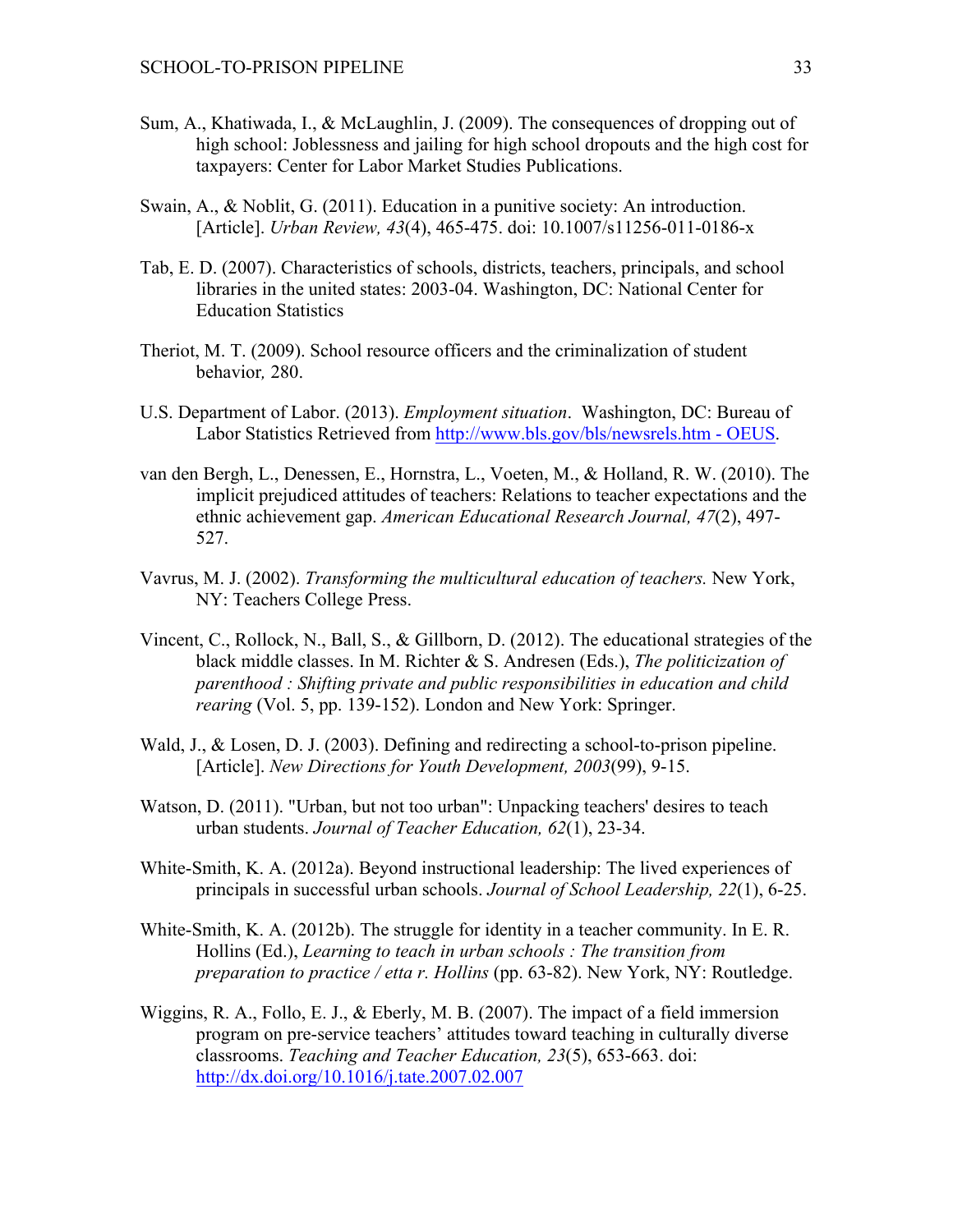Sum, A., Khatiwada, I., & McLaughlin, J. (2009). The consequences of dropping out of high school: Joblessness and jailing for high school dropouts and the high cost for taxpayers: Center for Labor Market Studies Publications.

Swain, A., & Noblit, G. (2011). Education in a punitive society: An introduction. [Article]. *Urban Review, 43*(4), 465-475. doi: 10.1007/s11256-011-0186-x

Tab, E. D. (2007). Characteristics of schools, districts, teachers, principals, and school libraries in the united states: 2003-04. Washington, DC: National Center for Education Statistics

Theriot, M. T. (2009). School resource officers and the criminalization of student behavior*,* 280.

U.S. Department of Labor. (2013). *Employment situation*. Washington, DC: Bureau of Labor Statistics Retrieved from http://www.bls.gov/bls/newsrels.htm - OEUS.

van den Bergh, L., Denessen, E., Hornstra, L., Voeten, M., & Holland, R. W. (2010). The implicit prejudiced attitudes of teachers: Relations to teacher expectations and the ethnic achievement gap. *American Educational Research Journal, 47*(2), 497-527.

Vavrus, M. J. (2002). *Transforming the multicultural education of teachers.* New York, NY: Teachers College Press.

Vincent, C., Rollock, N., Ball, S., & Gillborn, D. (2012). The educational strategies of the black middle classes. In M. Richter & S. Andresen (Eds.), *The politicization of parenthood : Shifting private and public responsibilities in education and child rearing* (Vol. 5, pp. 139-152). London and New York: Springer.

Wald, J., & Losen, D. J. (2003). Defining and redirecting a school-to-prison pipeline. [Article]. *New Directions for Youth Development, 2003*(99), 9-15.

Watson, D. (2011). "Urban, but not too urban": Unpacking teachers' desires to teach urban students. *Journal of Teacher Education, 62*(1), 23-34.

White-Smith, K. A. (2012a). Beyond instructional leadership: The lived experiences of principals in successful urban schools. *Journal of School Leadership, 22*(1), 6-25.

White-Smith, K. A. (2012b). The struggle for identity in a teacher community. In E. R. Hollins (Ed.), *Learning to teach in urban schools : The transition from preparation to practice / etta r. Hollins* (pp. 63-82). New York, NY: Routledge.

Wiggins, R. A., Follo, E. J., & Eberly, M. B. (2007). The impact of a field immersion program on pre-service teachers' attitudes toward teaching in culturally diverse classrooms. *Teaching and Teacher Education, 23*(5), 653-663. doi: http://dx.doi.org/10.1016/j.tate.2007.02.007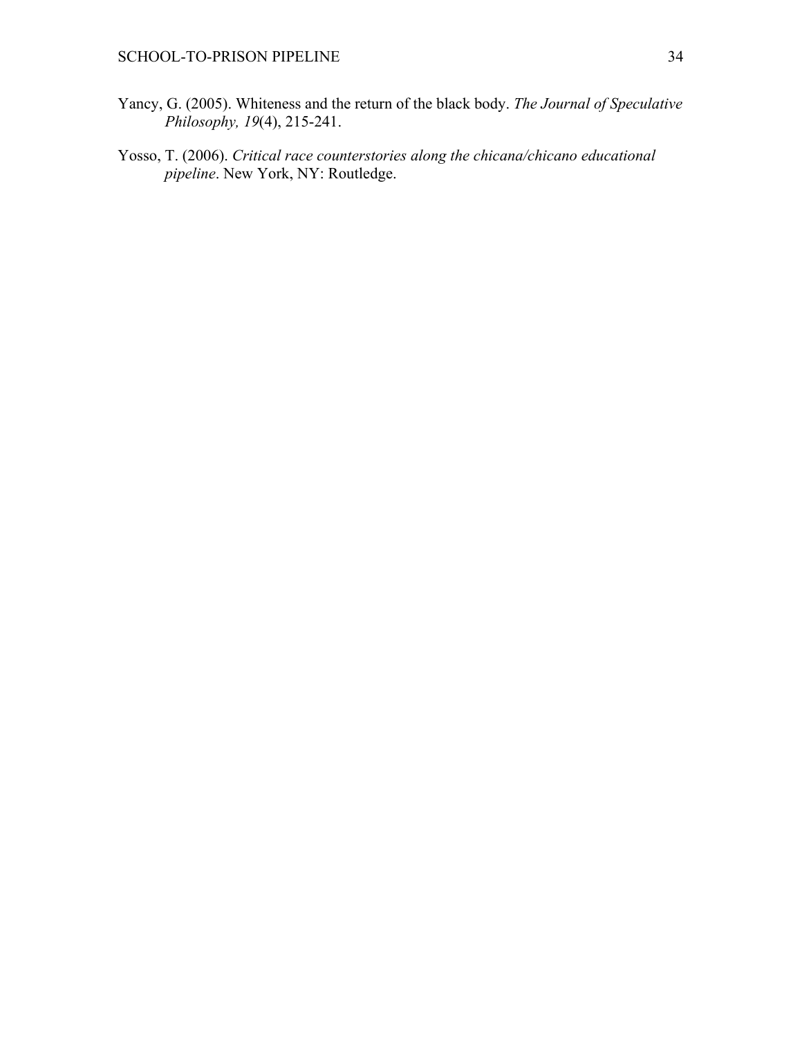Yancy, G. (2005). Whiteness and the return of the black body. *The Journal of Speculative Philosophy, 19*(4), 215-241.

Yosso, T. (2006). *Critical race counterstories along the chicana/chicano educational pipeline*. New York, NY: Routledge.